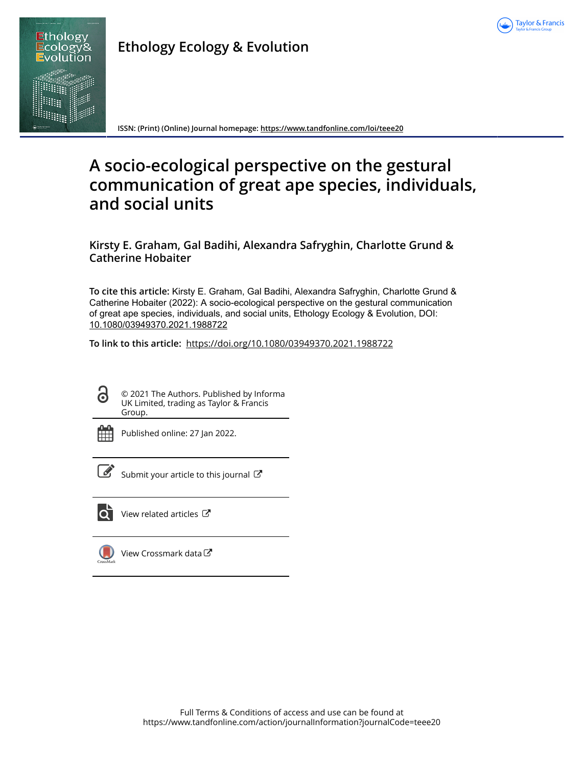Ethology Ecology & Evolution

ISSN: (Print) (Online) Journal homepage: https://www.tandfonline.com/loi/teee20

# A socio-ecological perspective on the gestural communication of great ape species, individuals, and social units

**Kirsty E. Graham, Gal Badihi, Alexandra Safryghin, Charlotte Grund & Catherine Hobaiter**

**To cite this article:** Kirsty E. Graham, Gal Badihi, Alexandra Safryghin, Charlotte Grund & Catherine Hobaiter (2022): A socio-ecological perspective on the gestural communication of great ape species, individuals, and social units, Ethology Ecology & Evolution, DOI: 10.1080/03949370.2021.1988722

**To link to this article:** https://doi.org/10.1080/03949370.2021.1988722

© 2021 The Authors. Published by Informa UK Limited, trading as Taylor & Francis Group.

Published online: 27 Jan 2022.

Submit your article to this journal

View related articles

View Crossmark data

Full Terms & Conditions of access and use can be found at https://www.tandfonline.com/action/journalInformation?journalCode=teee20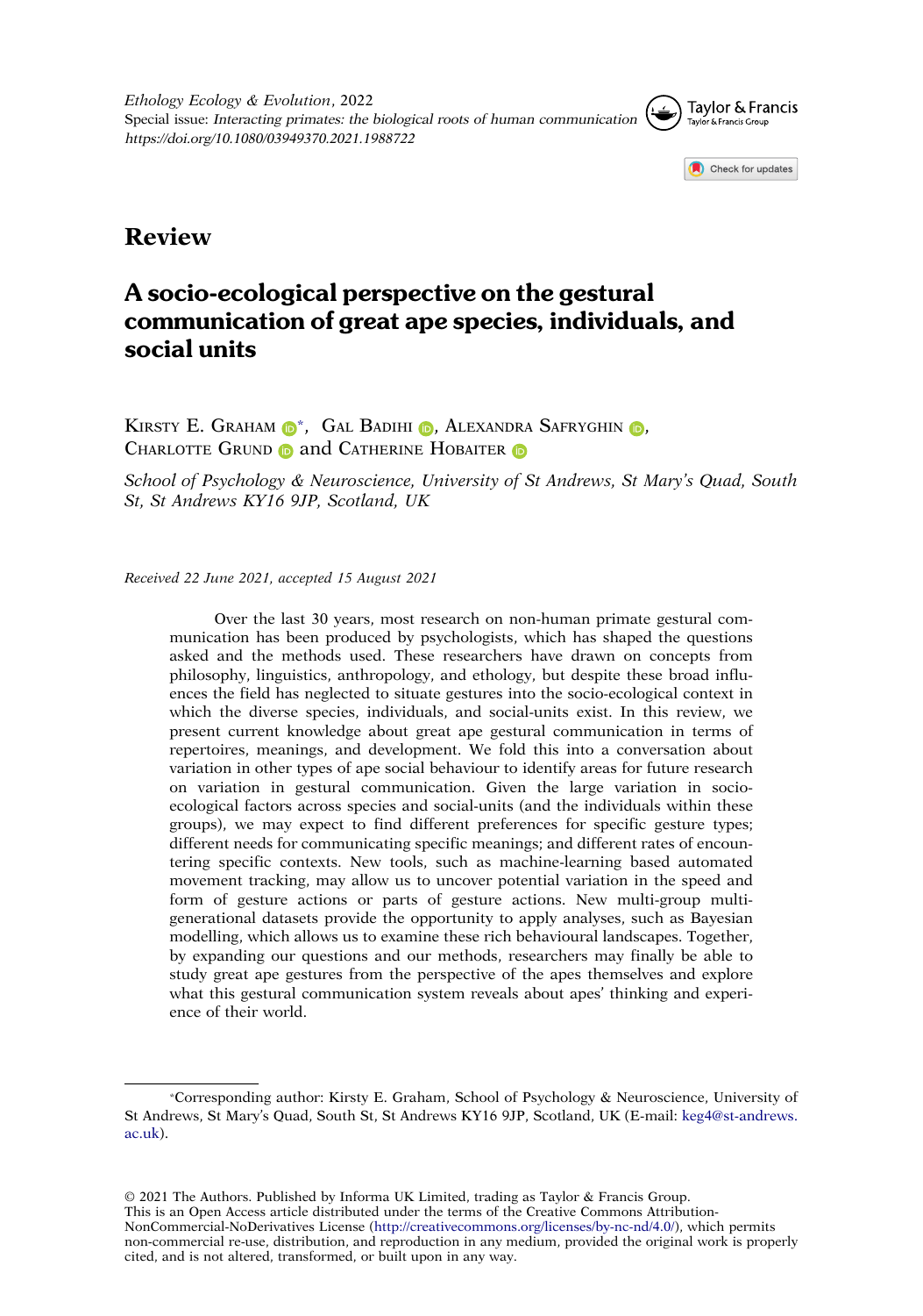## Review

# A socio-ecological perspective on the gestural communication of great ape species, individuals, and social units

Kirsty E. Graham *, Gal Badihi , Alexandra Safryghin , Charlotte Grund and Catherine Hobaiter

*School of Psychology & Neuroscience, University of St Andrews, St Mary's Quad, South St, St Andrews KY16 9JP, Scotland, UK*

*Received 22 June 2021, accepted 15 August 2021*

> Over the last 30 years, most research on non-human primate gestural communication has been produced by psychologists, which has shaped the questions asked and the methods used. These researchers have drawn on concepts from philosophy, linguistics, anthropology, and ethology, but despite these broad influences the field has neglected to situate gestures into the socio-ecological context in which the diverse species, individuals, and social-units exist. In this review, we present current knowledge about great ape gestural communication in terms of repertoires, meanings, and development. We fold this into a conversation about variation in other types of ape social behaviour to identify areas for future research on variation in gestural communication. Given the large variation in socio-ecological factors across species and social-units (and the individuals within these groups), we may expect to find different preferences for specific gesture types; different needs for communicating specific meanings; and different rates of encountering specific contexts. New tools, such as machine-learning based automated movement tracking, may allow us to uncover potential variation in the speed and form of gesture actions or parts of gesture actions. New multi-group multi-generational datasets provide the opportunity to apply analyses, such as Bayesian modelling, which allows us to examine these rich behavioural landscapes. Together, by expanding our questions and our methods, researchers may finally be able to study great ape gestures from the perspective of the apes themselves and explore what this gestural communication system reveals about apes' thinking and experience of their world.

*Corresponding author: Kirsty E. Graham, School of Psychology & Neuroscience, University of St Andrews, St Mary's Quad, South St, St Andrews KY16 9JP, Scotland, UK (E-mail: keg4@st-andrews.ac.uk).

© 2021 The Authors. Published by Informa UK Limited, trading as Taylor & Francis Group.
This is an Open Access article distributed under the terms of the Creative Commons Attribution-NonCommercial-NoDerivatives License (http://creativecommons.org/licenses/by-nc-nd/4.0/), which permits non-commercial re-use, distribution, and reproduction in any medium, provided the original work is properly cited, and is not altered, transformed, or built upon in any way.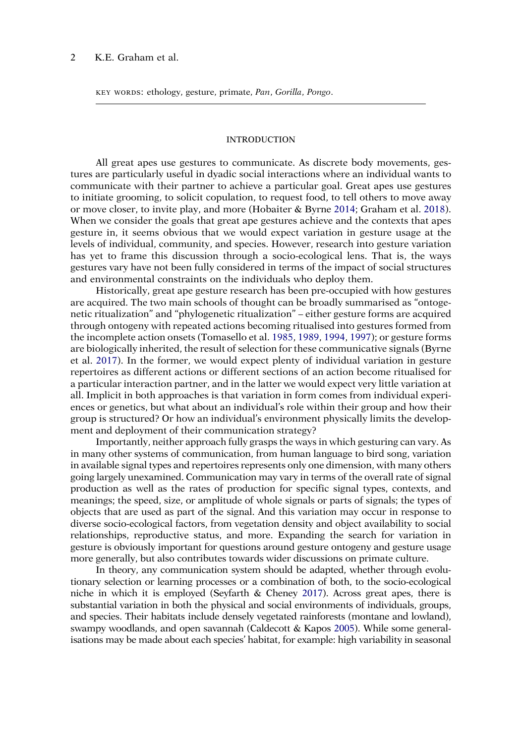KEY WORDS: ethology, gesture, primate, *Pan*, *Gorilla*, *Pongo*.

## INTRODUCTION

All great apes use gestures to communicate. As discrete body movements, gestures are particularly useful in dyadic social interactions where an individual wants to communicate with their partner to achieve a particular goal. Great apes use gestures to initiate grooming, to solicit copulation, to request food, to tell others to move away or move closer, to invite play, and more (Hobaiter & Byrne 2014; Graham et al. 2018). When we consider the goals that great ape gestures achieve and the contexts that apes gesture in, it seems obvious that we would expect variation in gesture usage at the levels of individual, community, and species. However, research into gesture variation has yet to frame this discussion through a socio-ecological lens. That is, the ways gestures vary have not been fully considered in terms of the impact of social structures and environmental constraints on the individuals who deploy them.

Historically, great ape gesture research has been pre-occupied with how gestures are acquired. The two main schools of thought can be broadly summarised as "ontogenetic ritualization" and "phylogenetic ritualization" – either gesture forms are acquired through ontogeny with repeated actions becoming ritualised into gestures formed from the incomplete action onsets (Tomasello et al. 1985, 1989, 1994, 1997); or gesture forms are biologically inherited, the result of selection for these communicative signals (Byrne et al. 2017). In the former, we would expect plenty of individual variation in gesture repertoires as different actions or different sections of an action become ritualised for a particular interaction partner, and in the latter we would expect very little variation at all. Implicit in both approaches is that variation in form comes from individual experiences or genetics, but what about an individual's role within their group and how their group is structured? Or how an individual's environment physically limits the development and deployment of their communication strategy?

Importantly, neither approach fully grasps the ways in which gesturing can vary. As in many other systems of communication, from human language to bird song, variation in available signal types and repertoires represents only one dimension, with many others going largely unexamined. Communication may vary in terms of the overall rate of signal production as well as the rates of production for specific signal types, contexts, and meanings; the speed, size, or amplitude of whole signals or parts of signals; the types of objects that are used as part of the signal. And this variation may occur in response to diverse socio-ecological factors, from vegetation density and object availability to social relationships, reproductive status, and more. Expanding the search for variation in gesture is obviously important for questions around gesture ontogeny and gesture usage more generally, but also contributes towards wider discussions on primate culture.

In theory, any communication system should be adapted, whether through evolutionary selection or learning processes or a combination of both, to the socio-ecological niche in which it is employed (Seyfarth & Cheney 2017). Across great apes, there is substantial variation in both the physical and social environments of individuals, groups, and species. Their habitats include densely vegetated rainforests (montane and lowland), swampy woodlands, and open savannah (Caldecott & Kapos 2005). While some generalisations may be made about each species' habitat, for example: high variability in seasonal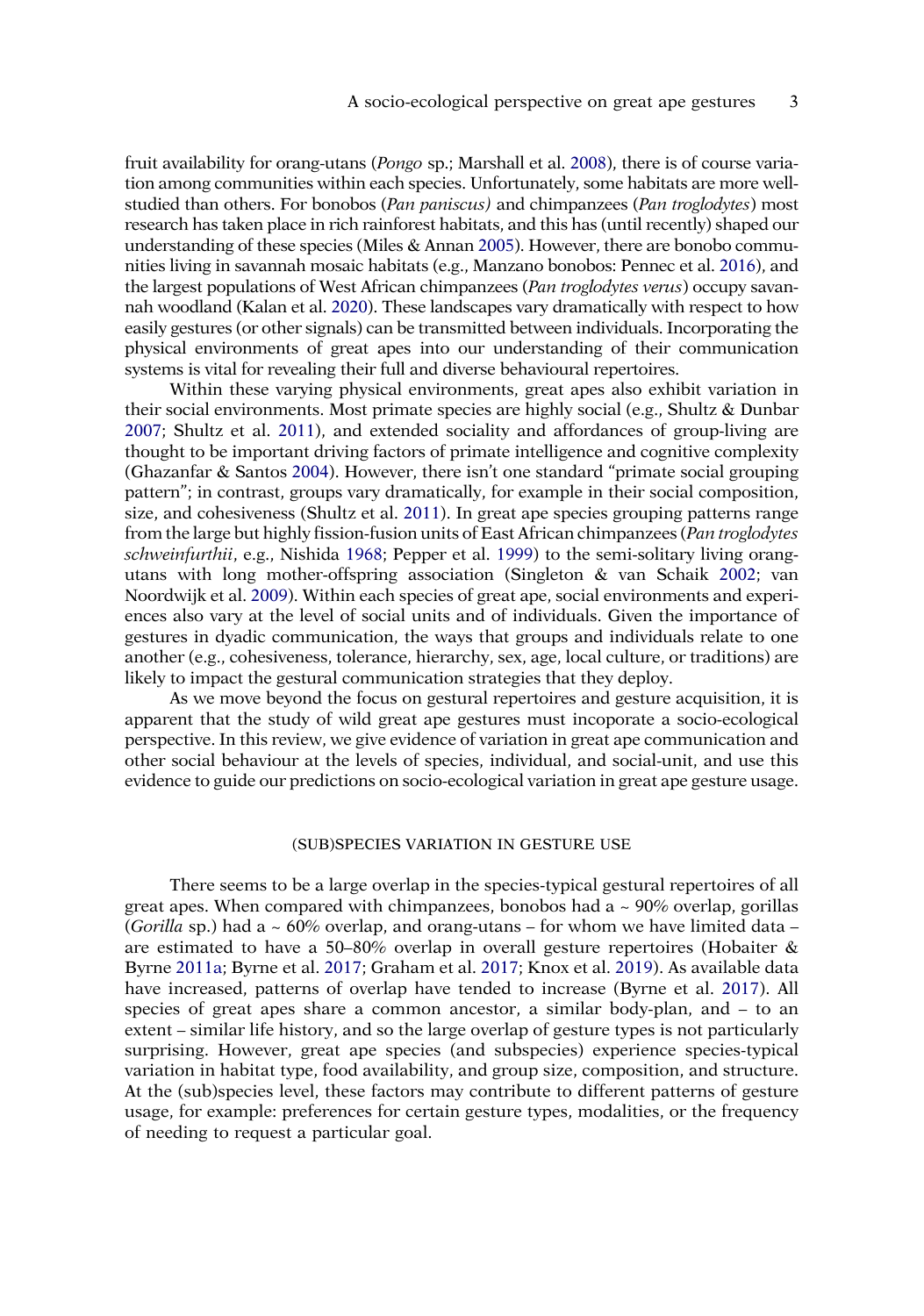fruit availability for orang-utans (*Pongo* sp.; Marshall et al. 2008), there is of course variation among communities within each species. Unfortunately, some habitats are more well-studied than others. For bonobos (*Pan paniscus)* and chimpanzees (*Pan troglodytes*) most research has taken place in rich rainforest habitats, and this has (until recently) shaped our understanding of these species (Miles & Annan 2005). However, there are bonobo communities living in savannah mosaic habitats (e.g., Manzano bonobos: Pennec et al. 2016), and the largest populations of West African chimpanzees (*Pan troglodytes verus*) occupy savannah woodland (Kalan et al. 2020). These landscapes vary dramatically with respect to how easily gestures (or other signals) can be transmitted between individuals. Incorporating the physical environments of great apes into our understanding of their communication systems is vital for revealing their full and diverse behavioural repertoires.

Within these varying physical environments, great apes also exhibit variation in their social environments. Most primate species are highly social (e.g., Shultz & Dunbar 2007; Shultz et al. 2011), and extended sociality and affordances of group-living are thought to be important driving factors of primate intelligence and cognitive complexity (Ghazanfar & Santos 2004). However, there isn't one standard "primate social grouping pattern"; in contrast, groups vary dramatically, for example in their social composition, size, and cohesiveness (Shultz et al. 2011). In great ape species grouping patterns range from the large but highly fission-fusion units of East African chimpanzees (*Pan troglodytes schweinfurthii*, e.g., Nishida 1968; Pepper et al. 1999) to the semi-solitary living orang-utans with long mother-offspring association (Singleton & van Schaik 2002; van Noordwijk et al. 2009). Within each species of great ape, social environments and experiences also vary at the level of social units and of individuals. Given the importance of gestures in dyadic communication, the ways that groups and individuals relate to one another (e.g., cohesiveness, tolerance, hierarchy, sex, age, local culture, or traditions) are likely to impact the gestural communication strategies that they deploy.

As we move beyond the focus on gestural repertoires and gesture acquisition, it is apparent that the study of wild great ape gestures must incoporate a socio-ecological perspective. In this review, we give evidence of variation in great ape communication and other social behaviour at the levels of species, individual, and social-unit, and use this evidence to guide our predictions on socio-ecological variation in great ape gesture usage.

## (SUB)SPECIES VARIATION IN GESTURE USE

There seems to be a large overlap in the species-typical gestural repertoires of all great apes. When compared with chimpanzees, bonobos had a ~ 90% overlap, gorillas (*Gorilla* sp.) had a ~ 60% overlap, and orang-utans – for whom we have limited data – are estimated to have a 50–80% overlap in overall gesture repertoires (Hobaiter & Byrne 2011a; Byrne et al. 2017; Graham et al. 2017; Knox et al. 2019). As available data have increased, patterns of overlap have tended to increase (Byrne et al. 2017). All species of great apes share a common ancestor, a similar body-plan, and – to an extent – similar life history, and so the large overlap of gesture types is not particularly surprising. However, great ape species (and subspecies) experience species-typical variation in habitat type, food availability, and group size, composition, and structure. At the (sub)species level, these factors may contribute to different patterns of gesture usage, for example: preferences for certain gesture types, modalities, or the frequency of needing to request a particular goal.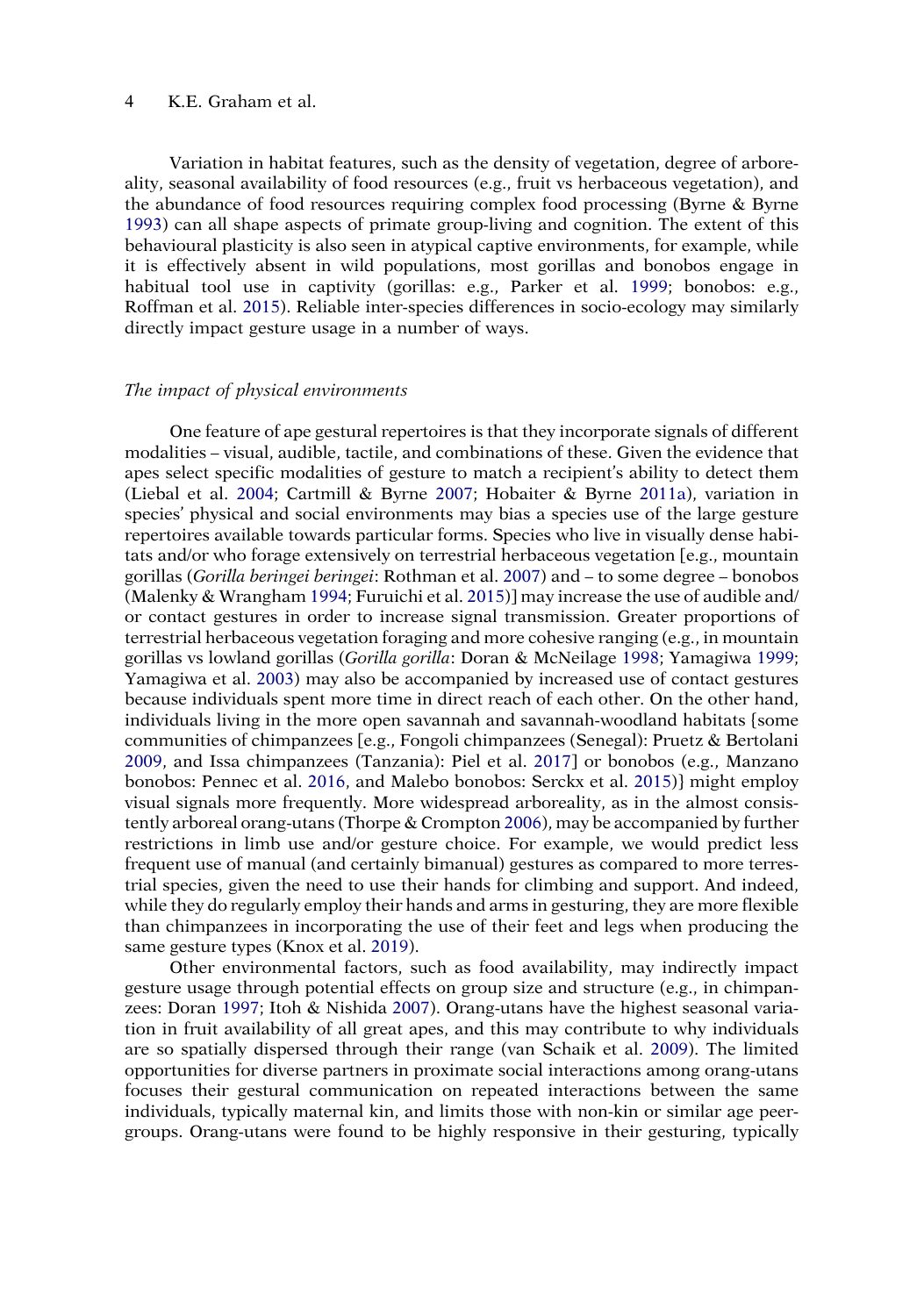Variation in habitat features, such as the density of vegetation, degree of arboreality, seasonal availability of food resources (e.g., fruit vs herbaceous vegetation), and the abundance of food resources requiring complex food processing (Byrne & Byrne 1993) can all shape aspects of primate group-living and cognition. The extent of this behavioural plasticity is also seen in atypical captive environments, for example, while it is effectively absent in wild populations, most gorillas and bonobos engage in habitual tool use in captivity (gorillas: e.g., Parker et al. 1999; bonobos: e.g., Roffman et al. 2015). Reliable inter-species differences in socio-ecology may similarly directly impact gesture usage in a number of ways.

### *The impact of physical environments*

One feature of ape gestural repertoires is that they incorporate signals of different modalities – visual, audible, tactile, and combinations of these. Given the evidence that apes select specific modalities of gesture to match a recipient's ability to detect them (Liebal et al. 2004; Cartmill & Byrne 2007; Hobaiter & Byrne 2011a), variation in species' physical and social environments may bias a species use of the large gesture repertoires available towards particular forms. Species who live in visually dense habitats and/or who forage extensively on terrestrial herbaceous vegetation [e.g., mountain gorillas (*Gorilla beringei beringei*: Rothman et al. 2007) and – to some degree – bonobos (Malenky & Wrangham 1994; Furuichi et al. 2015)] may increase the use of audible and/or contact gestures in order to increase signal transmission. Greater proportions of terrestrial herbaceous vegetation foraging and more cohesive ranging (e.g., in mountain gorillas vs lowland gorillas (*Gorilla gorilla*: Doran & McNeilage 1998; Yamagiwa 1999; Yamagiwa et al. 2003) may also be accompanied by increased use of contact gestures because individuals spent more time in direct reach of each other. On the other hand, individuals living in the more open savannah and savannah-woodland habitats {some communities of chimpanzees [e.g., Fongoli chimpanzees (Senegal): Pruetz & Bertolani 2009, and Issa chimpanzees (Tanzania): Piel et al. 2017] or bonobos (e.g., Manzano bonobos: Pennec et al. 2016, and Malebo bonobos: Serckx et al. 2015)} might employ visual signals more frequently. More widespread arboreality, as in the almost consistently arboreal orang-utans (Thorpe & Crompton 2006), may be accompanied by further restrictions in limb use and/or gesture choice. For example, we would predict less frequent use of manual (and certainly bimanual) gestures as compared to more terrestrial species, given the need to use their hands for climbing and support. And indeed, while they do regularly employ their hands and arms in gesturing, they are more flexible than chimpanzees in incorporating the use of their feet and legs when producing the same gesture types (Knox et al. 2019).

Other environmental factors, such as food availability, may indirectly impact gesture usage through potential effects on group size and structure (e.g., in chimpanzees: Doran 1997; Itoh & Nishida 2007). Orang-utans have the highest seasonal variation in fruit availability of all great apes, and this may contribute to why individuals are so spatially dispersed through their range (van Schaik et al. 2009). The limited opportunities for diverse partners in proximate social interactions among orang-utans focuses their gestural communication on repeated interactions between the same individuals, typically maternal kin, and limits those with non-kin or similar age peer-groups. Orang-utans were found to be highly responsive in their gesturing, typically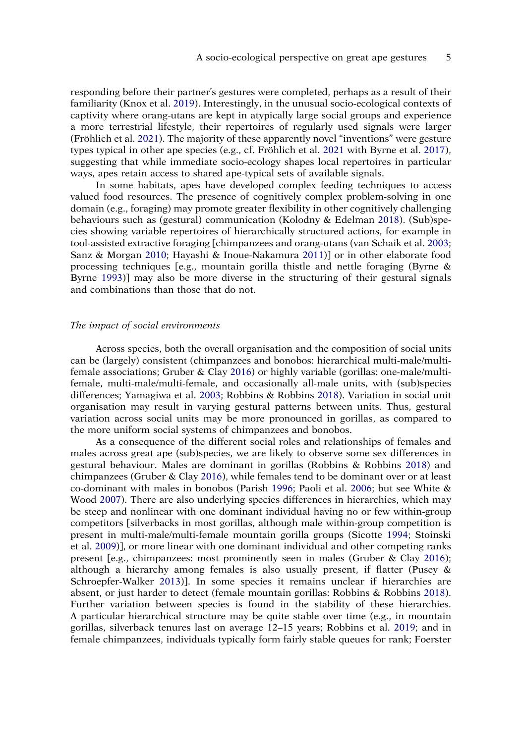responding before their partner's gestures were completed, perhaps as a result of their familiarity (Knox et al. 2019). Interestingly, in the unusual socio-ecological contexts of captivity where orang-utans are kept in atypically large social groups and experience a more terrestrial lifestyle, their repertoires of regularly used signals were larger (Fröhlich et al. 2021). The majority of these apparently novel "inventions" were gesture types typical in other ape species (e.g., cf. Fröhlich et al. 2021 with Byrne et al. 2017), suggesting that while immediate socio-ecology shapes local repertoires in particular ways, apes retain access to shared ape-typical sets of available signals.

In some habitats, apes have developed complex feeding techniques to access valued food resources. The presence of cognitively complex problem-solving in one domain (e.g., foraging) may promote greater flexibility in other cognitively challenging behaviours such as (gestural) communication (Kolodny & Edelman 2018). (Sub)species showing variable repertoires of hierarchically structured actions, for example in tool-assisted extractive foraging [chimpanzees and orang-utans (van Schaik et al. 2003; Sanz & Morgan 2010; Hayashi & Inoue-Nakamura 2011)] or in other elaborate food processing techniques [e.g., mountain gorilla thistle and nettle foraging (Byrne & Byrne 1993)] may also be more diverse in the structuring of their gestural signals and combinations than those that do not.

### *The impact of social environments*

Across species, both the overall organisation and the composition of social units can be (largely) consistent (chimpanzees and bonobos: hierarchical multi-male/multi-female associations; Gruber & Clay 2016) or highly variable (gorillas: one-male/multi-female, multi-male/multi-female, and occasionally all-male units, with (sub)species differences; Yamagiwa et al. 2003; Robbins & Robbins 2018). Variation in social unit organisation may result in varying gestural patterns between units. Thus, gestural variation across social units may be more pronounced in gorillas, as compared to the more uniform social systems of chimpanzees and bonobos.

As a consequence of the different social roles and relationships of females and males across great ape (sub)species, we are likely to observe some sex differences in gestural behaviour. Males are dominant in gorillas (Robbins & Robbins 2018) and chimpanzees (Gruber & Clay 2016), while females tend to be dominant over or at least co-dominant with males in bonobos (Parish 1996; Paoli et al. 2006; but see White & Wood 2007). There are also underlying species differences in hierarchies, which may be steep and nonlinear with one dominant individual having no or few within-group competitors [silverbacks in most gorillas, although male within-group competition is present in multi-male/multi-female mountain gorilla groups (Sicotte 1994; Stoinski et al. 2009)], or more linear with one dominant individual and other competing ranks present [e.g., chimpanzees: most prominently seen in males (Gruber & Clay 2016); although a hierarchy among females is also usually present, if flatter (Pusey & Schroepfer-Walker 2013)]. In some species it remains unclear if hierarchies are absent, or just harder to detect (female mountain gorillas: Robbins & Robbins 2018). Further variation between species is found in the stability of these hierarchies. A particular hierarchical structure may be quite stable over time (e.g., in mountain gorillas, silverback tenures last on average 12–15 years; Robbins et al. 2019; and in female chimpanzees, individuals typically form fairly stable queues for rank; Foerster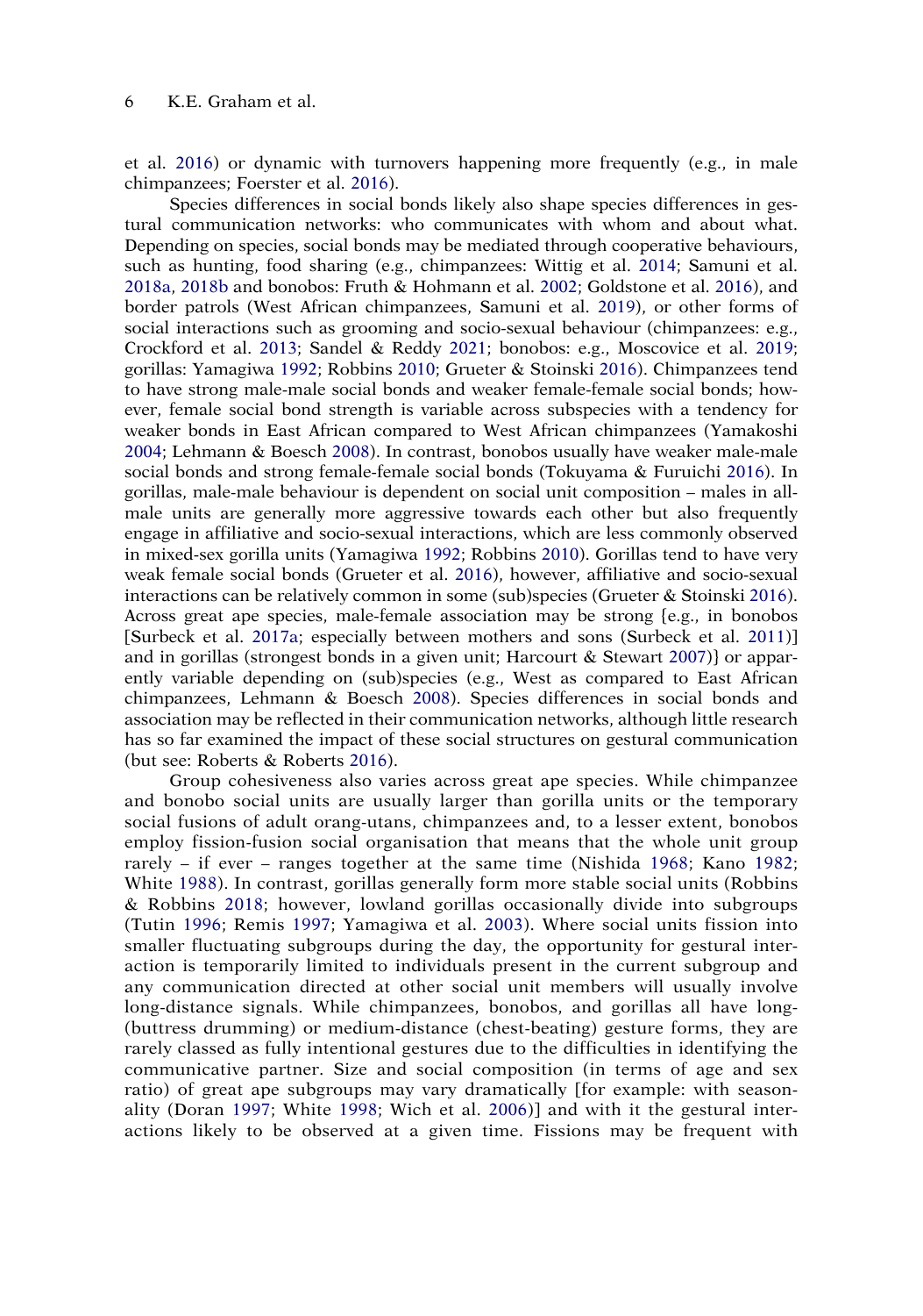et al. 2016) or dynamic with turnovers happening more frequently (e.g., in male chimpanzees; Foerster et al. 2016).

Species differences in social bonds likely also shape species differences in gestural communication networks: who communicates with whom and about what. Depending on species, social bonds may be mediated through cooperative behaviours, such as hunting, food sharing (e.g., chimpanzees: Wittig et al. 2014; Samuni et al. 2018a, 2018b and bonobos: Fruth & Hohmann et al. 2002; Goldstone et al. 2016), and border patrols (West African chimpanzees, Samuni et al. 2019), or other forms of social interactions such as grooming and socio-sexual behaviour (chimpanzees: e.g., Crockford et al. 2013; Sandel & Reddy 2021; bonobos: e.g., Moscovice et al. 2019; gorillas: Yamagiwa 1992; Robbins 2010; Grueter & Stoinski 2016). Chimpanzees tend to have strong male-male social bonds and weaker female-female social bonds; however, female social bond strength is variable across subspecies with a tendency for weaker bonds in East African compared to West African chimpanzees (Yamakoshi 2004; Lehmann & Boesch 2008). In contrast, bonobos usually have weaker male-male social bonds and strong female-female social bonds (Tokuyama & Furuichi 2016). In gorillas, male-male behaviour is dependent on social unit composition – males in all-male units are generally more aggressive towards each other but also frequently engage in affiliative and socio-sexual interactions, which are less commonly observed in mixed-sex gorilla units (Yamagiwa 1992; Robbins 2010). Gorillas tend to have very weak female social bonds (Grueter et al. 2016), however, affiliative and socio-sexual interactions can be relatively common in some (sub)species (Grueter & Stoinski 2016). Across great ape species, male-female association may be strong {e.g., in bonobos [Surbeck et al. 2017a; especially between mothers and sons (Surbeck et al. 2011)] and in gorillas (strongest bonds in a given unit; Harcourt & Stewart 2007)} or apparently variable depending on (sub)species (e.g., West as compared to East African chimpanzees, Lehmann & Boesch 2008). Species differences in social bonds and association may be reflected in their communication networks, although little research has so far examined the impact of these social structures on gestural communication (but see: Roberts & Roberts 2016).

Group cohesiveness also varies across great ape species. While chimpanzee and bonobo social units are usually larger than gorilla units or the temporary social fusions of adult orang-utans, chimpanzees and, to a lesser extent, bonobos employ fission-fusion social organisation that means that the whole unit group rarely – if ever – ranges together at the same time (Nishida 1968; Kano 1982; White 1988). In contrast, gorillas generally form more stable social units (Robbins & Robbins 2018; however, lowland gorillas occasionally divide into subgroups (Tutin 1996; Remis 1997; Yamagiwa et al. 2003). Where social units fission into smaller fluctuating subgroups during the day, the opportunity for gestural interaction is temporarily limited to individuals present in the current subgroup and any communication directed at other social unit members will usually involve long-distance signals. While chimpanzees, bonobos, and gorillas all have long- (buttress drumming) or medium-distance (chest-beating) gesture forms, they are rarely classed as fully intentional gestures due to the difficulties in identifying the communicative partner. Size and social composition (in terms of age and sex ratio) of great ape subgroups may vary dramatically [for example: with seasonality (Doran 1997; White 1998; Wich et al. 2006)] and with it the gestural interactions likely to be observed at a given time. Fissions may be frequent with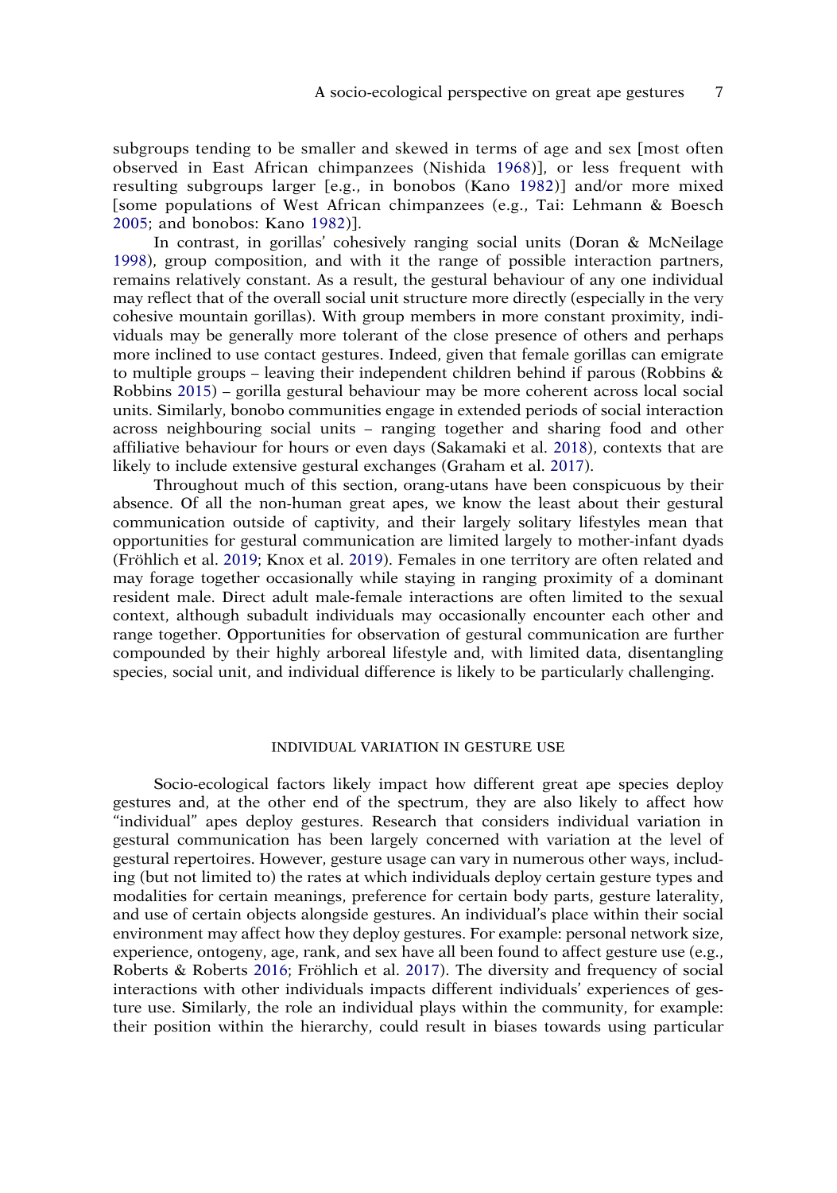subgroups tending to be smaller and skewed in terms of age and sex [most often observed in East African chimpanzees (Nishida 1968)], or less frequent with resulting subgroups larger [e.g., in bonobos (Kano 1982)] and/or more mixed [some populations of West African chimpanzees (e.g., Tai: Lehmann & Boesch 2005; and bonobos: Kano 1982)].

In contrast, in gorillas' cohesively ranging social units (Doran & McNeilage 1998), group composition, and with it the range of possible interaction partners, remains relatively constant. As a result, the gestural behaviour of any one individual may reflect that of the overall social unit structure more directly (especially in the very cohesive mountain gorillas). With group members in more constant proximity, individuals may be generally more tolerant of the close presence of others and perhaps more inclined to use contact gestures. Indeed, given that female gorillas can emigrate to multiple groups – leaving their independent children behind if parous (Robbins & Robbins 2015) – gorilla gestural behaviour may be more coherent across local social units. Similarly, bonobo communities engage in extended periods of social interaction across neighbouring social units – ranging together and sharing food and other affiliative behaviour for hours or even days (Sakamaki et al. 2018), contexts that are likely to include extensive gestural exchanges (Graham et al. 2017).

Throughout much of this section, orang-utans have been conspicuous by their absence. Of all the non-human great apes, we know the least about their gestural communication outside of captivity, and their largely solitary lifestyles mean that opportunities for gestural communication are limited largely to mother-infant dyads (Fröhlich et al. 2019; Knox et al. 2019). Females in one territory are often related and may forage together occasionally while staying in ranging proximity of a dominant resident male. Direct adult male-female interactions are often limited to the sexual context, although subadult individuals may occasionally encounter each other and range together. Opportunities for observation of gestural communication are further compounded by their highly arboreal lifestyle and, with limited data, disentangling species, social unit, and individual difference is likely to be particularly challenging.

## INDIVIDUAL VARIATION IN GESTURE USE

Socio-ecological factors likely impact how different great ape species deploy gestures and, at the other end of the spectrum, they are also likely to affect how "individual" apes deploy gestures. Research that considers individual variation in gestural communication has been largely concerned with variation at the level of gestural repertoires. However, gesture usage can vary in numerous other ways, including (but not limited to) the rates at which individuals deploy certain gesture types and modalities for certain meanings, preference for certain body parts, gesture laterality, and use of certain objects alongside gestures. An individual's place within their social environment may affect how they deploy gestures. For example: personal network size, experience, ontogeny, age, rank, and sex have all been found to affect gesture use (e.g., Roberts & Roberts 2016; Fröhlich et al. 2017). The diversity and frequency of social interactions with other individuals impacts different individuals' experiences of gesture use. Similarly, the role an individual plays within the community, for example: their position within the hierarchy, could result in biases towards using particular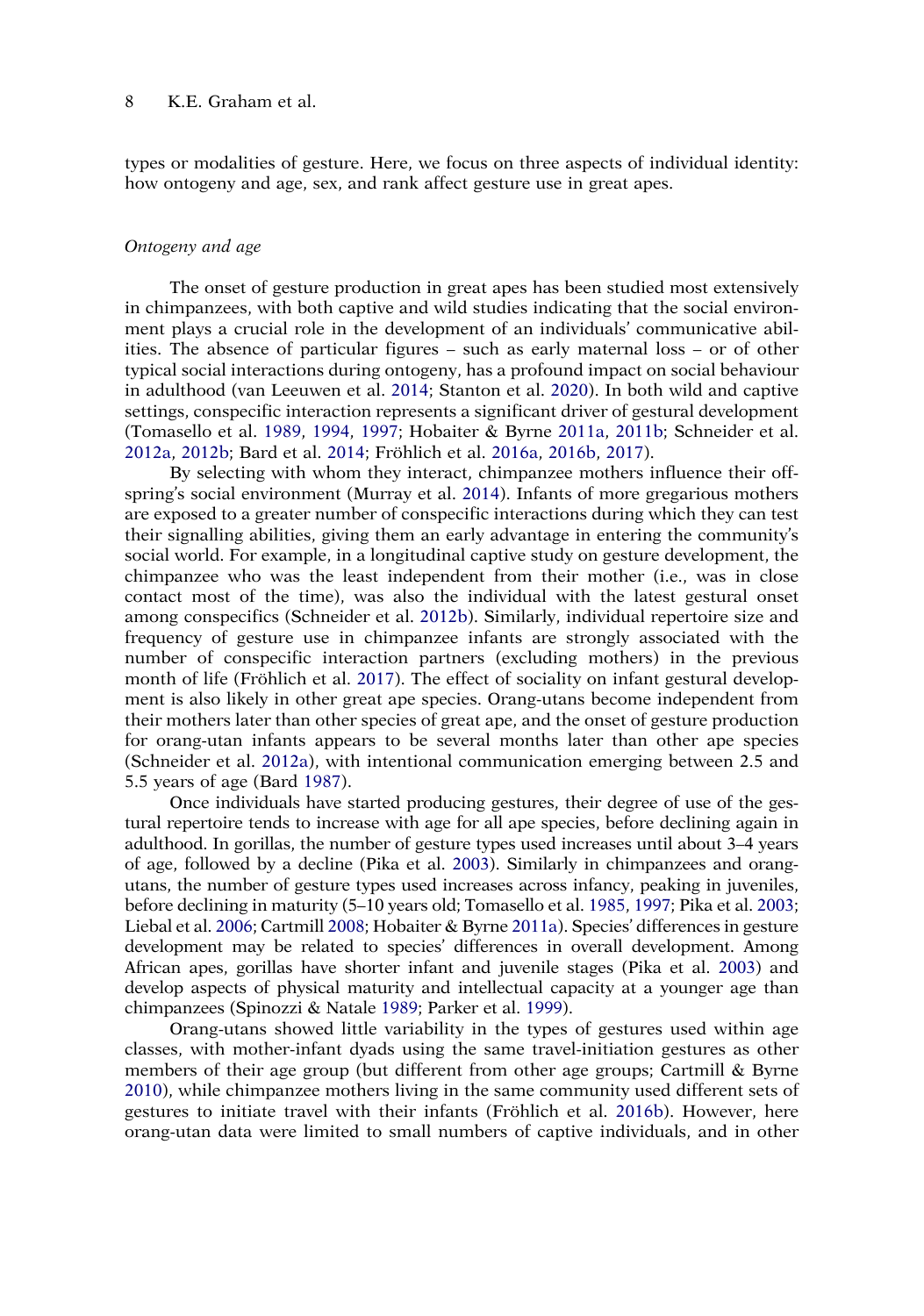types or modalities of gesture. Here, we focus on three aspects of individual identity: how ontogeny and age, sex, and rank affect gesture use in great apes.

### *Ontogeny and age*

The onset of gesture production in great apes has been studied most extensively in chimpanzees, with both captive and wild studies indicating that the social environment plays a crucial role in the development of an individuals' communicative abilities. The absence of particular figures – such as early maternal loss – or of other typical social interactions during ontogeny, has a profound impact on social behaviour in adulthood (van Leeuwen et al. 2014; Stanton et al. 2020). In both wild and captive settings, conspecific interaction represents a significant driver of gestural development (Tomasello et al. 1989, 1994, 1997; Hobaiter & Byrne 2011a, 2011b; Schneider et al. 2012a, 2012b; Bard et al. 2014; Fröhlich et al. 2016a, 2016b, 2017).

By selecting with whom they interact, chimpanzee mothers influence their offspring's social environment (Murray et al. 2014). Infants of more gregarious mothers are exposed to a greater number of conspecific interactions during which they can test their signalling abilities, giving them an early advantage in entering the community's social world. For example, in a longitudinal captive study on gesture development, the chimpanzee who was the least independent from their mother (i.e., was in close contact most of the time), was also the individual with the latest gestural onset among conspecifics (Schneider et al. 2012b). Similarly, individual repertoire size and frequency of gesture use in chimpanzee infants are strongly associated with the number of conspecific interaction partners (excluding mothers) in the previous month of life (Fröhlich et al. 2017). The effect of sociality on infant gestural development is also likely in other great ape species. Orang-utans become independent from their mothers later than other species of great ape, and the onset of gesture production for orang-utan infants appears to be several months later than other ape species (Schneider et al. 2012a), with intentional communication emerging between 2.5 and 5.5 years of age (Bard 1987).

Once individuals have started producing gestures, their degree of use of the gestural repertoire tends to increase with age for all ape species, before declining again in adulthood. In gorillas, the number of gesture types used increases until about 3–4 years of age, followed by a decline (Pika et al. 2003). Similarly in chimpanzees and orang-utans, the number of gesture types used increases across infancy, peaking in juveniles, before declining in maturity (5–10 years old; Tomasello et al. 1985, 1997; Pika et al. 2003; Liebal et al. 2006; Cartmill 2008; Hobaiter & Byrne 2011a). Species' differences in gesture development may be related to species' differences in overall development. Among African apes, gorillas have shorter infant and juvenile stages (Pika et al. 2003) and develop aspects of physical maturity and intellectual capacity at a younger age than chimpanzees (Spinozzi & Natale 1989; Parker et al. 1999).

Orang-utans showed little variability in the types of gestures used within age classes, with mother-infant dyads using the same travel-initiation gestures as other members of their age group (but different from other age groups; Cartmill & Byrne 2010), while chimpanzee mothers living in the same community used different sets of gestures to initiate travel with their infants (Fröhlich et al. 2016b). However, here orang-utan data were limited to small numbers of captive individuals, and in other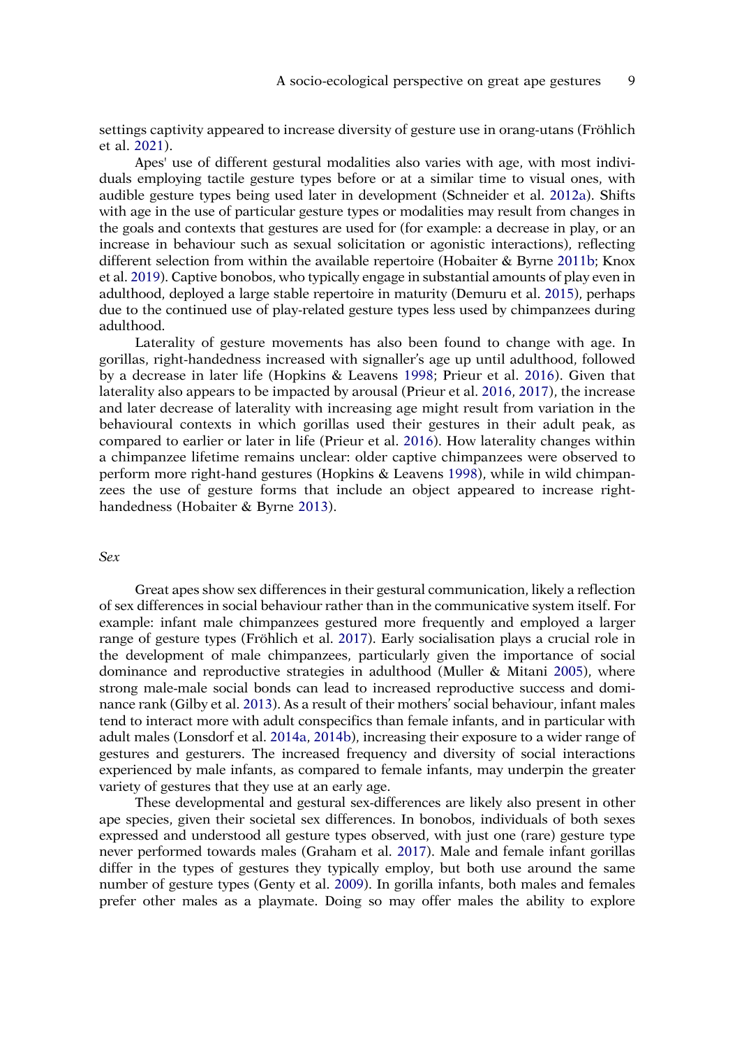settings captivity appeared to increase diversity of gesture use in orang-utans (Fröhlich et al. 2021).

Apes' use of different gestural modalities also varies with age, with most individuals employing tactile gesture types before or at a similar time to visual ones, with audible gesture types being used later in development (Schneider et al. 2012a). Shifts with age in the use of particular gesture types or modalities may result from changes in the goals and contexts that gestures are used for (for example: a decrease in play, or an increase in behaviour such as sexual solicitation or agonistic interactions), reflecting different selection from within the available repertoire (Hobaiter & Byrne 2011b; Knox et al. 2019). Captive bonobos, who typically engage in substantial amounts of play even in adulthood, deployed a large stable repertoire in maturity (Demuru et al. 2015), perhaps due to the continued use of play-related gesture types less used by chimpanzees during adulthood.

Laterality of gesture movements has also been found to change with age. In gorillas, right-handedness increased with signaller's age up until adulthood, followed by a decrease in later life (Hopkins & Leavens 1998; Prieur et al. 2016). Given that laterality also appears to be impacted by arousal (Prieur et al. 2016, 2017), the increase and later decrease of laterality with increasing age might result from variation in the behavioural contexts in which gorillas used their gestures in their adult peak, as compared to earlier or later in life (Prieur et al. 2016). How laterality changes within a chimpanzee lifetime remains unclear: older captive chimpanzees were observed to perform more right-hand gestures (Hopkins & Leavens 1998), while in wild chimpanzees the use of gesture forms that include an object appeared to increase right-handedness (Hobaiter & Byrne 2013).

### *Sex*

Great apes show sex differences in their gestural communication, likely a reflection of sex differences in social behaviour rather than in the communicative system itself. For example: infant male chimpanzees gestured more frequently and employed a larger range of gesture types (Fröhlich et al. 2017). Early socialisation plays a crucial role in the development of male chimpanzees, particularly given the importance of social dominance and reproductive strategies in adulthood (Muller & Mitani 2005), where strong male-male social bonds can lead to increased reproductive success and dominance rank (Gilby et al. 2013). As a result of their mothers' social behaviour, infant males tend to interact more with adult conspecifics than female infants, and in particular with adult males (Lonsdorf et al. 2014a, 2014b), increasing their exposure to a wider range of gestures and gesturers. The increased frequency and diversity of social interactions experienced by male infants, as compared to female infants, may underpin the greater variety of gestures that they use at an early age.

These developmental and gestural sex-differences are likely also present in other ape species, given their societal sex differences. In bonobos, individuals of both sexes expressed and understood all gesture types observed, with just one (rare) gesture type never performed towards males (Graham et al. 2017). Male and female infant gorillas differ in the types of gestures they typically employ, but both use around the same number of gesture types (Genty et al. 2009). In gorilla infants, both males and females prefer other males as a playmate. Doing so may offer males the ability to explore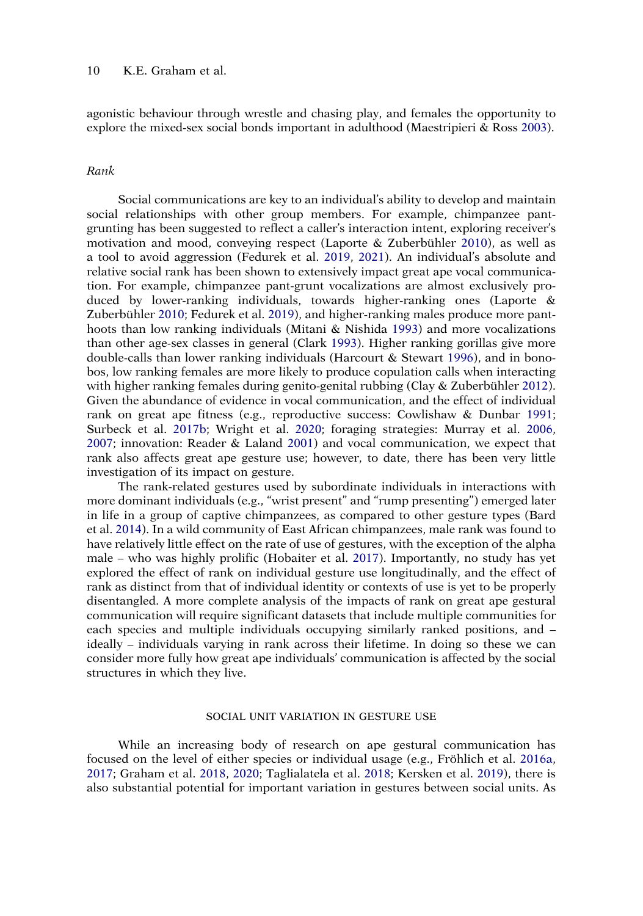agonistic behaviour through wrestle and chasing play, and females the opportunity to explore the mixed-sex social bonds important in adulthood (Maestripieri & Ross 2003).

### *Rank*

Social communications are key to an individual's ability to develop and maintain social relationships with other group members. For example, chimpanzee pant-grunting has been suggested to reflect a caller's interaction intent, exploring receiver's motivation and mood, conveying respect (Laporte & Zuberbühler 2010), as well as a tool to avoid aggression (Fedurek et al. 2019, 2021). An individual's absolute and relative social rank has been shown to extensively impact great ape vocal communication. For example, chimpanzee pant-grunt vocalizations are almost exclusively produced by lower-ranking individuals, towards higher-ranking ones (Laporte & Zuberbühler 2010; Fedurek et al. 2019), and higher-ranking males produce more pant-hoots than low ranking individuals (Mitani & Nishida 1993) and more vocalizations than other age-sex classes in general (Clark 1993). Higher ranking gorillas give more double-calls than lower ranking individuals (Harcourt & Stewart 1996), and in bonobos, low ranking females are more likely to produce copulation calls when interacting with higher ranking females during genito-genital rubbing (Clay & Zuberbühler 2012). Given the abundance of evidence in vocal communication, and the effect of individual rank on great ape fitness (e.g., reproductive success: Cowlishaw & Dunbar 1991; Surbeck et al. 2017b; Wright et al. 2020; foraging strategies: Murray et al. 2006, 2007; innovation: Reader & Laland 2001) and vocal communication, we expect that rank also affects great ape gesture use; however, to date, there has been very little investigation of its impact on gesture.

The rank-related gestures used by subordinate individuals in interactions with more dominant individuals (e.g., "wrist present" and "rump presenting") emerged later in life in a group of captive chimpanzees, as compared to other gesture types (Bard et al. 2014). In a wild community of East African chimpanzees, male rank was found to have relatively little effect on the rate of use of gestures, with the exception of the alpha male – who was highly prolific (Hobaiter et al. 2017). Importantly, no study has yet explored the effect of rank on individual gesture use longitudinally, and the effect of rank as distinct from that of individual identity or contexts of use is yet to be properly disentangled. A more complete analysis of the impacts of rank on great ape gestural communication will require significant datasets that include multiple communities for each species and multiple individuals occupying similarly ranked positions, and – ideally – individuals varying in rank across their lifetime. In doing so these we can consider more fully how great ape individuals' communication is affected by the social structures in which they live.

## SOCIAL UNIT VARIATION IN GESTURE USE

While an increasing body of research on ape gestural communication has focused on the level of either species or individual usage (e.g., Fröhlich et al. 2016a, 2017; Graham et al. 2018, 2020; Taglialatela et al. 2018; Kersken et al. 2019), there is also substantial potential for important variation in gestures between social units. As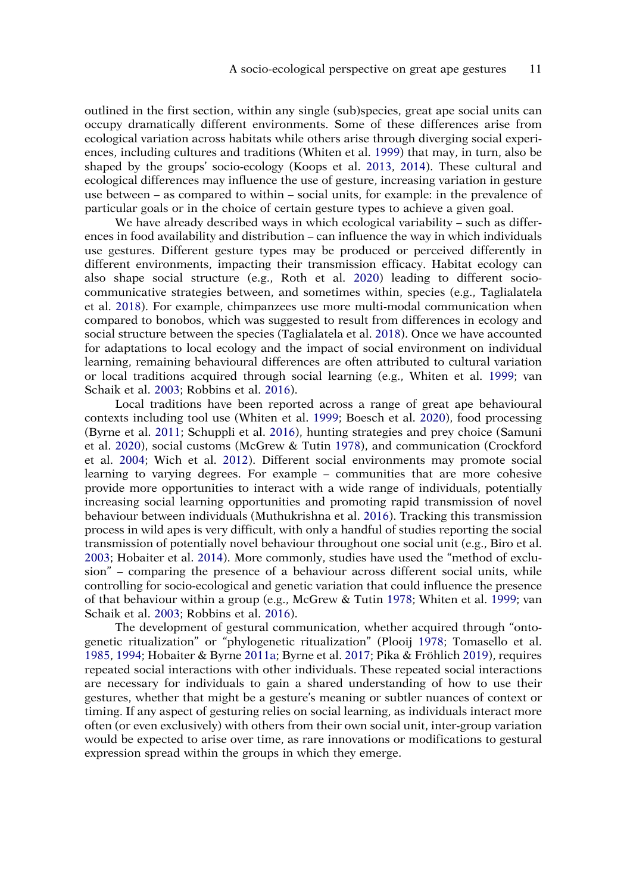outlined in the first section, within any single (sub)species, great ape social units can occupy dramatically different environments. Some of these differences arise from ecological variation across habitats while others arise through diverging social experiences, including cultures and traditions (Whiten et al. 1999) that may, in turn, also be shaped by the groups' socio-ecology (Koops et al. 2013, 2014). These cultural and ecological differences may influence the use of gesture, increasing variation in gesture use between – as compared to within – social units, for example: in the prevalence of particular goals or in the choice of certain gesture types to achieve a given goal.

We have already described ways in which ecological variability – such as differences in food availability and distribution – can influence the way in which individuals use gestures. Different gesture types may be produced or perceived differently in different environments, impacting their transmission efficacy. Habitat ecology can also shape social structure (e.g., Roth et al. 2020) leading to different socio-communicative strategies between, and sometimes within, species (e.g., Taglialatela et al. 2018). For example, chimpanzees use more multi-modal communication when compared to bonobos, which was suggested to result from differences in ecology and social structure between the species (Taglialatela et al. 2018). Once we have accounted for adaptations to local ecology and the impact of social environment on individual learning, remaining behavioural differences are often attributed to cultural variation or local traditions acquired through social learning (e.g., Whiten et al. 1999; van Schaik et al. 2003; Robbins et al. 2016).

Local traditions have been reported across a range of great ape behavioural contexts including tool use (Whiten et al. 1999; Boesch et al. 2020), food processing (Byrne et al. 2011; Schuppli et al. 2016), hunting strategies and prey choice (Samuni et al. 2020), social customs (McGrew & Tutin 1978), and communication (Crockford et al. 2004; Wich et al. 2012). Different social environments may promote social learning to varying degrees. For example – communities that are more cohesive provide more opportunities to interact with a wide range of individuals, potentially increasing social learning opportunities and promoting rapid transmission of novel behaviour between individuals (Muthukrishna et al. 2016). Tracking this transmission process in wild apes is very difficult, with only a handful of studies reporting the social transmission of potentially novel behaviour throughout one social unit (e.g., Biro et al. 2003; Hobaiter et al. 2014). More commonly, studies have used the "method of exclusion" – comparing the presence of a behaviour across different social units, while controlling for socio-ecological and genetic variation that could influence the presence of that behaviour within a group (e.g., McGrew & Tutin 1978; Whiten et al. 1999; van Schaik et al. 2003; Robbins et al. 2016).

The development of gestural communication, whether acquired through "ontogenetic ritualization" or "phylogenetic ritualization" (Plooij 1978; Tomasello et al. 1985, 1994; Hobaiter & Byrne 2011a; Byrne et al. 2017; Pika & Fröhlich 2019), requires repeated social interactions with other individuals. These repeated social interactions are necessary for individuals to gain a shared understanding of how to use their gestures, whether that might be a gesture's meaning or subtler nuances of context or timing. If any aspect of gesturing relies on social learning, as individuals interact more often (or even exclusively) with others from their own social unit, inter-group variation would be expected to arise over time, as rare innovations or modifications to gestural expression spread within the groups in which they emerge.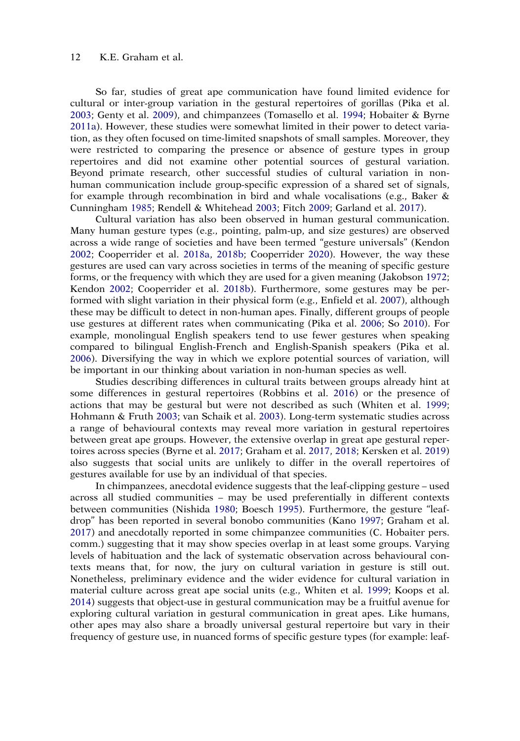So far, studies of great ape communication have found limited evidence for cultural or inter-group variation in the gestural repertoires of gorillas (Pika et al. 2003; Genty et al. 2009), and chimpanzees (Tomasello et al. 1994; Hobaiter & Byrne 2011a). However, these studies were somewhat limited in their power to detect variation, as they often focused on time-limited snapshots of small samples. Moreover, they were restricted to comparing the presence or absence of gesture types in group repertoires and did not examine other potential sources of gestural variation. Beyond primate research, other successful studies of cultural variation in non-human communication include group-specific expression of a shared set of signals, for example through recombination in bird and whale vocalisations (e.g., Baker & Cunningham 1985; Rendell & Whitehead 2003; Fitch 2009; Garland et al. 2017).

Cultural variation has also been observed in human gestural communication. Many human gesture types (e.g., pointing, palm-up, and size gestures) are observed across a wide range of societies and have been termed "gesture universals" (Kendon 2002; Cooperrider et al. 2018a, 2018b; Cooperrider 2020). However, the way these gestures are used can vary across societies in terms of the meaning of specific gesture forms, or the frequency with which they are used for a given meaning (Jakobson 1972; Kendon 2002; Cooperrider et al. 2018b). Furthermore, some gestures may be performed with slight variation in their physical form (e.g., Enfield et al. 2007), although these may be difficult to detect in non-human apes. Finally, different groups of people use gestures at different rates when communicating (Pika et al. 2006; So 2010). For example, monolingual English speakers tend to use fewer gestures when speaking compared to bilingual English-French and English-Spanish speakers (Pika et al. 2006). Diversifying the way in which we explore potential sources of variation, will be important in our thinking about variation in non-human species as well.

Studies describing differences in cultural traits between groups already hint at some differences in gestural repertoires (Robbins et al. 2016) or the presence of actions that may be gestural but were not described as such (Whiten et al. 1999; Hohmann & Fruth 2003; van Schaik et al. 2003). Long-term systematic studies across a range of behavioural contexts may reveal more variation in gestural repertoires between great ape groups. However, the extensive overlap in great ape gestural repertoires across species (Byrne et al. 2017; Graham et al. 2017, 2018; Kersken et al. 2019) also suggests that social units are unlikely to differ in the overall repertoires of gestures available for use by an individual of that species.

In chimpanzees, anecdotal evidence suggests that the leaf-clipping gesture – used across all studied communities – may be used preferentially in different contexts between communities (Nishida 1980; Boesch 1995). Furthermore, the gesture "leaf-drop" has been reported in several bonobo communities (Kano 1997; Graham et al. 2017) and anecdotally reported in some chimpanzee communities (C. Hobaiter pers. comm.) suggesting that it may show species overlap in at least some groups. Varying levels of habituation and the lack of systematic observation across behavioural contexts means that, for now, the jury on cultural variation in gesture is still out. Nonetheless, preliminary evidence and the wider evidence for cultural variation in material culture across great ape social units (e.g., Whiten et al. 1999; Koops et al. 2014) suggests that object-use in gestural communication may be a fruitful avenue for exploring cultural variation in gestural communication in great apes. Like humans, other apes may also share a broadly universal gestural repertoire but vary in their frequency of gesture use, in nuanced forms of specific gesture types (for example: leaf-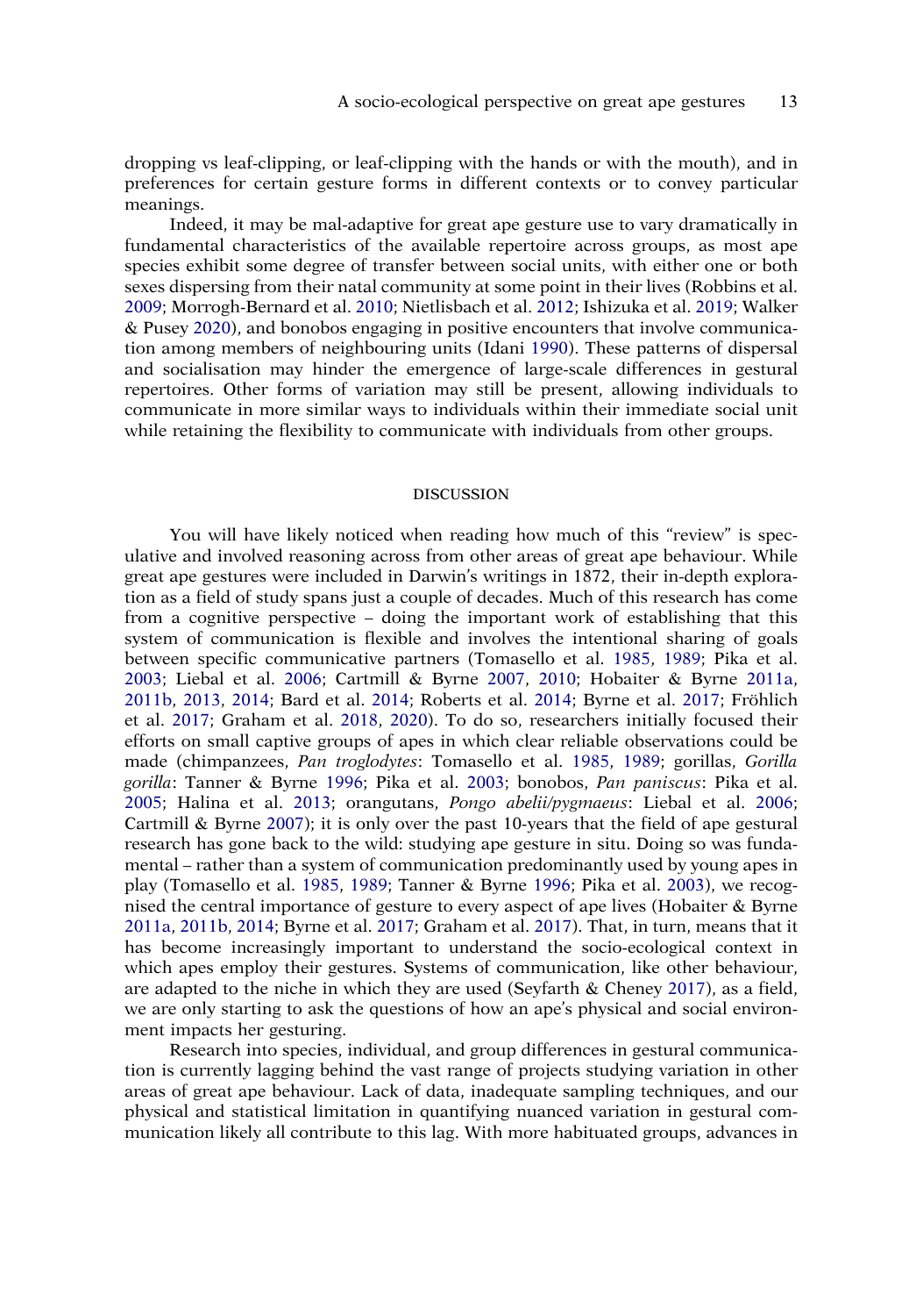dropping vs leaf-clipping, or leaf-clipping with the hands or with the mouth), and in preferences for certain gesture forms in different contexts or to convey particular meanings.

Indeed, it may be mal-adaptive for great ape gesture use to vary dramatically in fundamental characteristics of the available repertoire across groups, as most ape species exhibit some degree of transfer between social units, with either one or both sexes dispersing from their natal community at some point in their lives (Robbins et al. 2009; Morrogh-Bernard et al. 2010; Nietlisbach et al. 2012; Ishizuka et al. 2019; Walker & Pusey 2020), and bonobos engaging in positive encounters that involve communication among members of neighbouring units (Idani 1990). These patterns of dispersal and socialisation may hinder the emergence of large-scale differences in gestural repertoires. Other forms of variation may still be present, allowing individuals to communicate in more similar ways to individuals within their immediate social unit while retaining the flexibility to communicate with individuals from other groups.

## DISCUSSION

You will have likely noticed when reading how much of this "review" is speculative and involved reasoning across from other areas of great ape behaviour. While great ape gestures were included in Darwin's writings in 1872, their in-depth exploration as a field of study spans just a couple of decades. Much of this research has come from a cognitive perspective – doing the important work of establishing that this system of communication is flexible and involves the intentional sharing of goals between specific communicative partners (Tomasello et al. 1985, 1989; Pika et al. 2003; Liebal et al. 2006; Cartmill & Byrne 2007, 2010; Hobaiter & Byrne 2011a, 2011b, 2013, 2014; Bard et al. 2014; Roberts et al. 2014; Byrne et al. 2017; Fröhlich et al. 2017; Graham et al. 2018, 2020). To do so, researchers initially focused their efforts on small captive groups of apes in which clear reliable observations could be made (chimpanzees, *Pan troglodytes*: Tomasello et al. 1985, 1989; gorillas, *Gorilla gorilla*: Tanner & Byrne 1996; Pika et al. 2003; bonobos, *Pan paniscus*: Pika et al. 2005; Halina et al. 2013; orangutans, *Pongo abelii/pygmaeus*: Liebal et al. 2006; Cartmill & Byrne 2007); it is only over the past 10-years that the field of ape gestural research has gone back to the wild: studying ape gesture in situ. Doing so was fundamental – rather than a system of communication predominantly used by young apes in play (Tomasello et al. 1985, 1989; Tanner & Byrne 1996; Pika et al. 2003), we recognised the central importance of gesture to every aspect of ape lives (Hobaiter & Byrne 2011a, 2011b, 2014; Byrne et al. 2017; Graham et al. 2017). That, in turn, means that it has become increasingly important to understand the socio-ecological context in which apes employ their gestures. Systems of communication, like other behaviour, are adapted to the niche in which they are used (Seyfarth & Cheney 2017), as a field, we are only starting to ask the questions of how an ape's physical and social environment impacts her gesturing.

Research into species, individual, and group differences in gestural communication is currently lagging behind the vast range of projects studying variation in other areas of great ape behaviour. Lack of data, inadequate sampling techniques, and our physical and statistical limitation in quantifying nuanced variation in gestural communication likely all contribute to this lag. With more habituated groups, advances in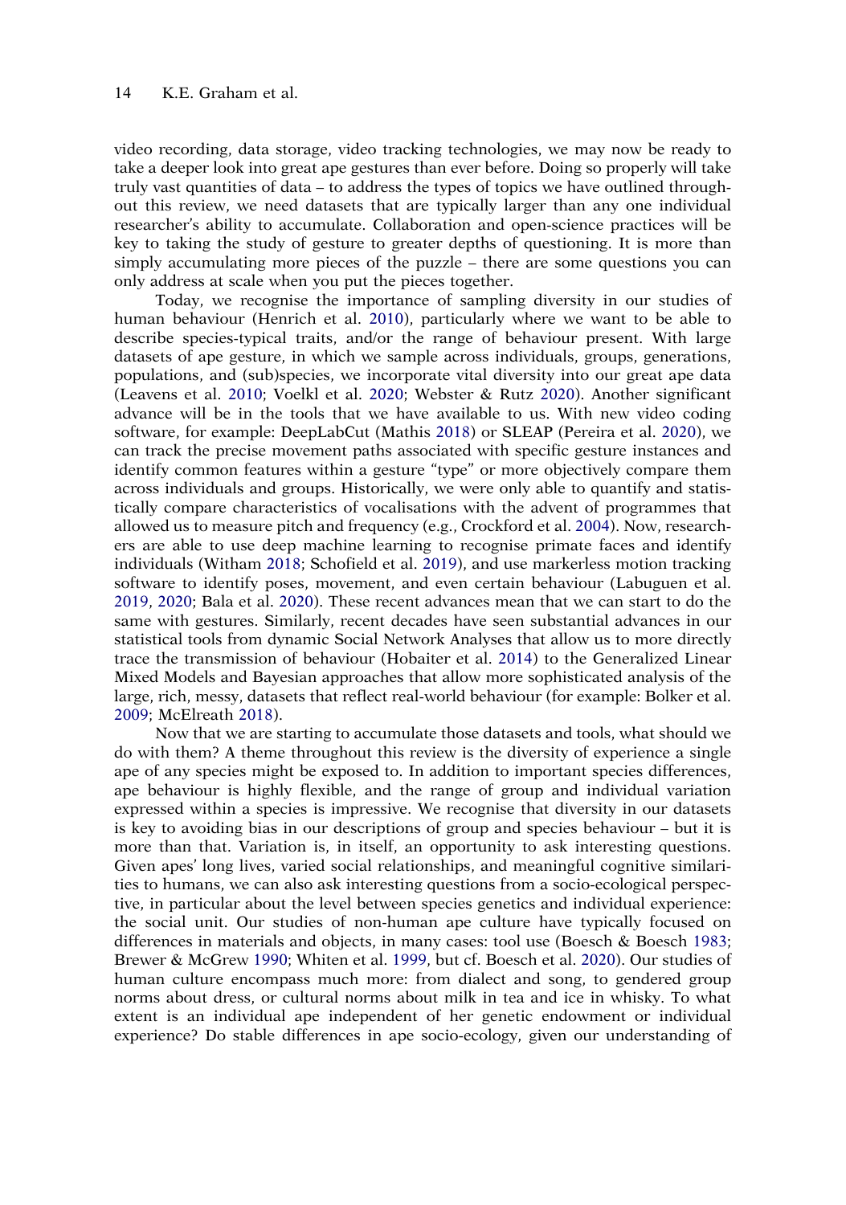video recording, data storage, video tracking technologies, we may now be ready to take a deeper look into great ape gestures than ever before. Doing so properly will take truly vast quantities of data – to address the types of topics we have outlined throughout this review, we need datasets that are typically larger than any one individual researcher's ability to accumulate. Collaboration and open-science practices will be key to taking the study of gesture to greater depths of questioning. It is more than simply accumulating more pieces of the puzzle – there are some questions you can only address at scale when you put the pieces together.

Today, we recognise the importance of sampling diversity in our studies of human behaviour (Henrich et al. 2010), particularly where we want to be able to describe species-typical traits, and/or the range of behaviour present. With large datasets of ape gesture, in which we sample across individuals, groups, generations, populations, and (sub)species, we incorporate vital diversity into our great ape data (Leavens et al. 2010; Voelkl et al. 2020; Webster & Rutz 2020). Another significant advance will be in the tools that we have available to us. With new video coding software, for example: DeepLabCut (Mathis 2018) or SLEAP (Pereira et al. 2020), we can track the precise movement paths associated with specific gesture instances and identify common features within a gesture "type" or more objectively compare them across individuals and groups. Historically, we were only able to quantify and statistically compare characteristics of vocalisations with the advent of programmes that allowed us to measure pitch and frequency (e.g., Crockford et al. 2004). Now, researchers are able to use deep machine learning to recognise primate faces and identify individuals (Witham 2018; Schofield et al. 2019), and use markerless motion tracking software to identify poses, movement, and even certain behaviour (Labuguen et al. 2019, 2020; Bala et al. 2020). These recent advances mean that we can start to do the same with gestures. Similarly, recent decades have seen substantial advances in our statistical tools from dynamic Social Network Analyses that allow us to more directly trace the transmission of behaviour (Hobaiter et al. 2014) to the Generalized Linear Mixed Models and Bayesian approaches that allow more sophisticated analysis of the large, rich, messy, datasets that reflect real-world behaviour (for example: Bolker et al. 2009; McElreath 2018).

Now that we are starting to accumulate those datasets and tools, what should we do with them? A theme throughout this review is the diversity of experience a single ape of any species might be exposed to. In addition to important species differences, ape behaviour is highly flexible, and the range of group and individual variation expressed within a species is impressive. We recognise that diversity in our datasets is key to avoiding bias in our descriptions of group and species behaviour – but it is more than that. Variation is, in itself, an opportunity to ask interesting questions. Given apes' long lives, varied social relationships, and meaningful cognitive similarities to humans, we can also ask interesting questions from a socio-ecological perspective, in particular about the level between species genetics and individual experience: the social unit. Our studies of non-human ape culture have typically focused on differences in materials and objects, in many cases: tool use (Boesch & Boesch 1983; Brewer & McGrew 1990; Whiten et al. 1999, but cf. Boesch et al. 2020). Our studies of human culture encompass much more: from dialect and song, to gendered group norms about dress, or cultural norms about milk in tea and ice in whisky. To what extent is an individual ape independent of her genetic endowment or individual experience? Do stable differences in ape socio-ecology, given our understanding of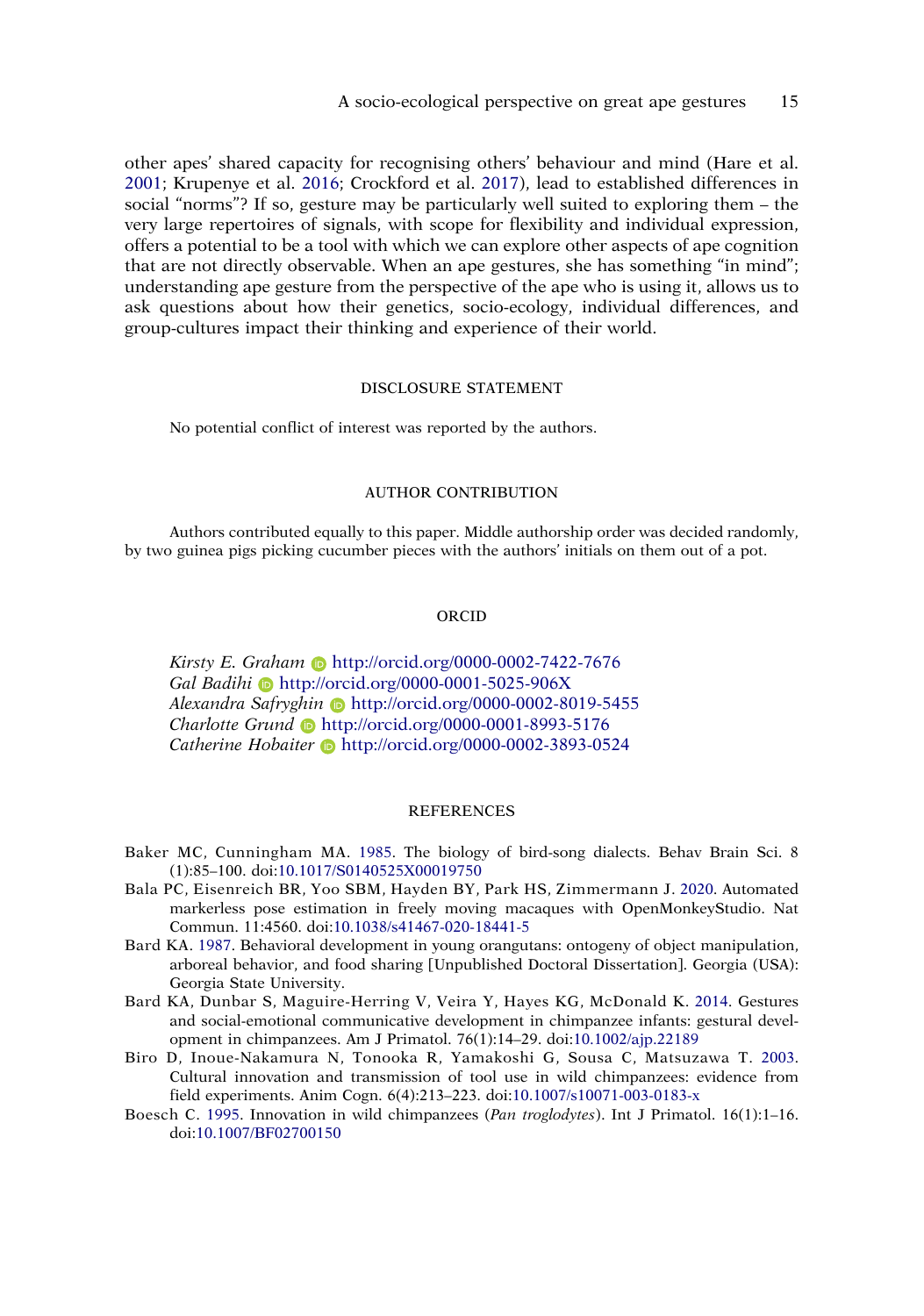other apes' shared capacity for recognising others' behaviour and mind (Hare et al. 2001; Krupenye et al. 2016; Crockford et al. 2017), lead to established differences in social "norms"? If so, gesture may be particularly well suited to exploring them – the very large repertoires of signals, with scope for flexibility and individual expression, offers a potential to be a tool with which we can explore other aspects of ape cognition that are not directly observable. When an ape gestures, she has something "in mind"; understanding ape gesture from the perspective of the ape who is using it, allows us to ask questions about how their genetics, socio-ecology, individual differences, and group-cultures impact their thinking and experience of their world.

## DISCLOSURE STATEMENT

No potential conflict of interest was reported by the authors.

## AUTHOR CONTRIBUTION

Authors contributed equally to this paper. Middle authorship order was decided randomly, by two guinea pigs picking cucumber pieces with the authors' initials on them out of a pot.

## ORCID

*Kirsty E. Graham* http://orcid.org/0000-0002-7422-7676
*Gal Badihi* http://orcid.org/0000-0001-5025-906X
*Alexandra Safryghin* http://orcid.org/0000-0002-8019-5455
*Charlotte Grund* http://orcid.org/0000-0001-8993-5176
*Catherine Hobaiter* http://orcid.org/0000-0002-3893-0524

## REFERENCES

Baker MC, Cunningham MA. 1985. The biology of bird-song dialects. Behav Brain Sci. 8 (1):85–100. doi:10.1017/S0140525X00019750

Bala PC, Eisenreich BR, Yoo SBM, Hayden BY, Park HS, Zimmermann J. 2020. Automated markerless pose estimation in freely moving macaques with OpenMonkeyStudio. Nat Commun. 11:4560. doi:10.1038/s41467-020-18441-5

Bard KA. 1987. Behavioral development in young orangutans: ontogeny of object manipulation, arboreal behavior, and food sharing [Unpublished Doctoral Dissertation]. Georgia (USA): Georgia State University.

Bard KA, Dunbar S, Maguire-Herring V, Veira Y, Hayes KG, McDonald K. 2014. Gestures and social-emotional communicative development in chimpanzee infants: gestural development in chimpanzees. Am J Primatol. 76(1):14–29. doi:10.1002/ajp.22189

Biro D, Inoue-Nakamura N, Tonooka R, Yamakoshi G, Sousa C, Matsuzawa T. 2003. Cultural innovation and transmission of tool use in wild chimpanzees: evidence from field experiments. Anim Cogn. 6(4):213–223. doi:10.1007/s10071-003-0183-x

Boesch C. 1995. Innovation in wild chimpanzees (*Pan troglodytes*). Int J Primatol. 16(1):1–16. doi:10.1007/BF02700150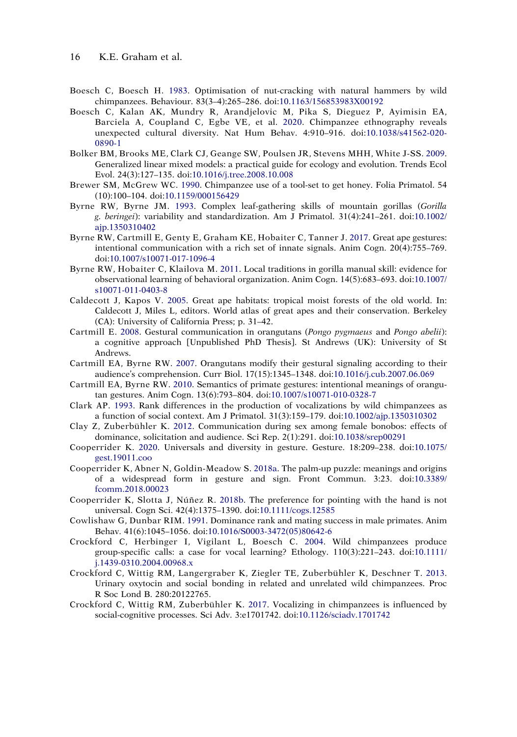Boesch C, Boesch H. 1983. Optimisation of nut-cracking with natural hammers by wild chimpanzees. Behaviour. 83(3–4):265–286. doi:10.1163/156853983X00192

Boesch C, Kalan AK, Mundry R, Arandjelovic M, Pika S, Dieguez P, Ayimisin EA, Barciela A, Coupland C, Egbe VE, et al. 2020. Chimpanzee ethnography reveals unexpected cultural diversity. Nat Hum Behav. 4:910–916. doi:10.1038/s41562-020-0890-1

Bolker BM, Brooks ME, Clark CJ, Geange SW, Poulsen JR, Stevens MHH, White J-SS. 2009. Generalized linear mixed models: a practical guide for ecology and evolution. Trends Ecol Evol. 24(3):127–135. doi:10.1016/j.tree.2008.10.008

Brewer SM, McGrew WC. 1990. Chimpanzee use of a tool-set to get honey. Folia Primatol. 54 (10):100–104. doi:10.1159/000156429

Byrne RW, Byrne JM. 1993. Complex leaf-gathering skills of mountain gorillas (*Gorilla g. beringei*): variability and standardization. Am J Primatol. 31(4):241–261. doi:10.1002/ajp.1350310402

Byrne RW, Cartmill E, Genty E, Graham KE, Hobaiter C, Tanner J. 2017. Great ape gestures: intentional communication with a rich set of innate signals. Anim Cogn. 20(4):755–769. doi:10.1007/s10071-017-1096-4

Byrne RW, Hobaiter C, Klailova M. 2011. Local traditions in gorilla manual skill: evidence for observational learning of behavioral organization. Anim Cogn. 14(5):683–693. doi:10.1007/s10071-011-0403-8

Caldecott J, Kapos V. 2005. Great ape habitats: tropical moist forests of the old world. In: Caldecott J, Miles L, editors. World atlas of great apes and their conservation. Berkeley (CA): University of California Press; p. 31–42.

Cartmill E. 2008. Gestural communication in orangutans (*Pongo pygmaeus* and *Pongo abelii*): a cognitive approach [Unpublished PhD Thesis]. St Andrews (UK): University of St Andrews.

Cartmill EA, Byrne RW. 2007. Orangutans modify their gestural signaling according to their audience's comprehension. Curr Biol. 17(15):1345–1348. doi:10.1016/j.cub.2007.06.069

Cartmill EA, Byrne RW. 2010. Semantics of primate gestures: intentional meanings of orangutan gestures. Anim Cogn. 13(6):793–804. doi:10.1007/s10071-010-0328-7

Clark AP. 1993. Rank differences in the production of vocalizations by wild chimpanzees as a function of social context. Am J Primatol. 31(3):159–179. doi:10.1002/ajp.1350310302

Clay Z, Zuberbühler K. 2012. Communication during sex among female bonobos: effects of dominance, solicitation and audience. Sci Rep. 2(1):291. doi:10.1038/srep00291

Cooperrider K. 2020. Universals and diversity in gesture. Gesture. 18:209–238. doi:10.1075/gest.19011.coo

Cooperrider K, Abner N, Goldin-Meadow S. 2018a. The palm-up puzzle: meanings and origins of a widespread form in gesture and sign. Front Commun. 3:23. doi:10.3389/fcomm.2018.00023

Cooperrider K, Slotta J, Núñez R. 2018b. The preference for pointing with the hand is not universal. Cogn Sci. 42(4):1375–1390. doi:10.1111/cogs.12585

Cowlishaw G, Dunbar RIM. 1991. Dominance rank and mating success in male primates. Anim Behav. 41(6):1045–1056. doi:10.1016/S0003-3472(05)80642-6

Crockford C, Herbinger I, Vigilant L, Boesch C. 2004. Wild chimpanzees produce group-specific calls: a case for vocal learning? Ethology. 110(3):221–243. doi:10.1111/j.1439-0310.2004.00968.x

Crockford C, Wittig RM, Langergraber K, Ziegler TE, Zuberbühler K, Deschner T. 2013. Urinary oxytocin and social bonding in related and unrelated wild chimpanzees. Proc R Soc Lond B. 280:20122765.

Crockford C, Wittig RM, Zuberbühler K. 2017. Vocalizing in chimpanzees is influenced by social-cognitive processes. Sci Adv. 3:e1701742. doi:10.1126/sciadv.1701742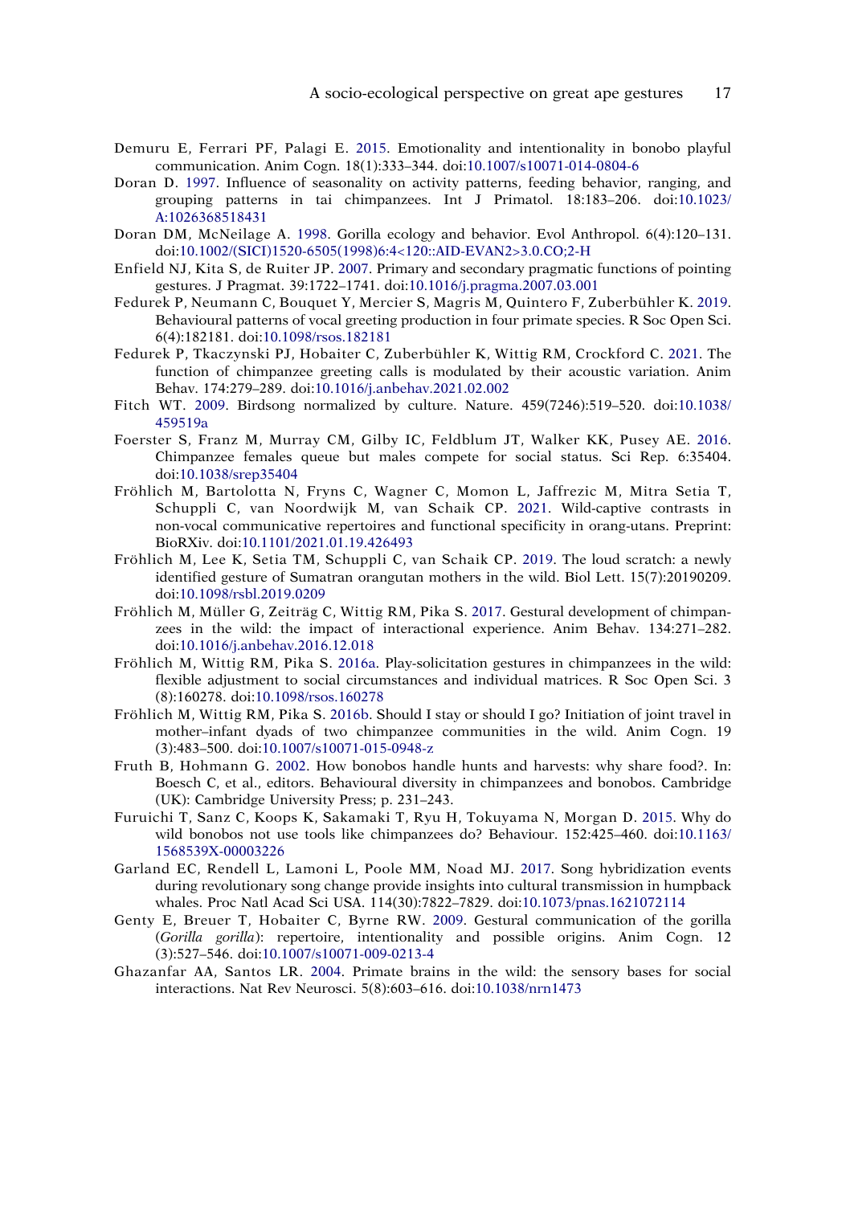Demuru E, Ferrari PF, Palagi E. 2015. Emotionality and intentionality in bonobo playful communication. Anim Cogn. 18(1):333–344. doi:10.1007/s10071-014-0804-6

Doran D. 1997. Influence of seasonality on activity patterns, feeding behavior, ranging, and grouping patterns in tai chimpanzees. Int J Primatol. 18:183–206. doi:10.1023/A:1026368518431

Doran DM, McNeilage A. 1998. Gorilla ecology and behavior. Evol Anthropol. 6(4):120–131. doi:10.1002/(SICI)1520-6505(1998)6:4<120::AID-EVAN2>3.0.CO;2-H

Enfield NJ, Kita S, de Ruiter JP. 2007. Primary and secondary pragmatic functions of pointing gestures. J Pragmat. 39:1722–1741. doi:10.1016/j.pragma.2007.03.001

Fedurek P, Neumann C, Bouquet Y, Mercier S, Magris M, Quintero F, Zuberbühler K. 2019. Behavioural patterns of vocal greeting production in four primate species. R Soc Open Sci. 6(4):182181. doi:10.1098/rsos.182181

Fedurek P, Tkaczynski PJ, Hobaiter C, Zuberbühler K, Wittig RM, Crockford C. 2021. The function of chimpanzee greeting calls is modulated by their acoustic variation. Anim Behav. 174:279–289. doi:10.1016/j.anbehav.2021.02.002

Fitch WT. 2009. Birdsong normalized by culture. Nature. 459(7246):519–520. doi:10.1038/459519a

Foerster S, Franz M, Murray CM, Gilby IC, Feldblum JT, Walker KK, Pusey AE. 2016. Chimpanzee females queue but males compete for social status. Sci Rep. 6:35404. doi:10.1038/srep35404

Fröhlich M, Bartolotta N, Fryns C, Wagner C, Momon L, Jaffrezic M, Mitra Setia T, Schuppli C, van Noordwijk M, van Schaik CP. 2021. Wild-captive contrasts in non-vocal communicative repertoires and functional specificity in orang-utans. Preprint: BioRXiv. doi:10.1101/2021.01.19.426493

Fröhlich M, Lee K, Setia TM, Schuppli C, van Schaik CP. 2019. The loud scratch: a newly identified gesture of Sumatran orangutan mothers in the wild. Biol Lett. 15(7):20190209. doi:10.1098/rsbl.2019.0209

Fröhlich M, Müller G, Zeiträg C, Wittig RM, Pika S. 2017. Gestural development of chimpanzees in the wild: the impact of interactional experience. Anim Behav. 134:271–282. doi:10.1016/j.anbehav.2016.12.018

Fröhlich M, Wittig RM, Pika S. 2016a. Play-solicitation gestures in chimpanzees in the wild: flexible adjustment to social circumstances and individual matrices. R Soc Open Sci. 3 (8):160278. doi:10.1098/rsos.160278

Fröhlich M, Wittig RM, Pika S. 2016b. Should I stay or should I go? Initiation of joint travel in mother–infant dyads of two chimpanzee communities in the wild. Anim Cogn. 19 (3):483–500. doi:10.1007/s10071-015-0948-z

Fruth B, Hohmann G. 2002. How bonobos handle hunts and harvests: why share food?. In: Boesch C, et al., editors. Behavioural diversity in chimpanzees and bonobos. Cambridge (UK): Cambridge University Press; p. 231–243.

Furuichi T, Sanz C, Koops K, Sakamaki T, Ryu H, Tokuyama N, Morgan D. 2015. Why do wild bonobos not use tools like chimpanzees do? Behaviour. 152:425–460. doi:10.1163/1568539X-00003226

Garland EC, Rendell L, Lamoni L, Poole MM, Noad MJ. 2017. Song hybridization events during revolutionary song change provide insights into cultural transmission in humpback whales. Proc Natl Acad Sci USA. 114(30):7822–7829. doi:10.1073/pnas.1621072114

Genty E, Breuer T, Hobaiter C, Byrne RW. 2009. Gestural communication of the gorilla (*Gorilla gorilla*): repertoire, intentionality and possible origins. Anim Cogn. 12 (3):527–546. doi:10.1007/s10071-009-0213-4

Ghazanfar AA, Santos LR. 2004. Primate brains in the wild: the sensory bases for social interactions. Nat Rev Neurosci. 5(8):603–616. doi:10.1038/nrn1473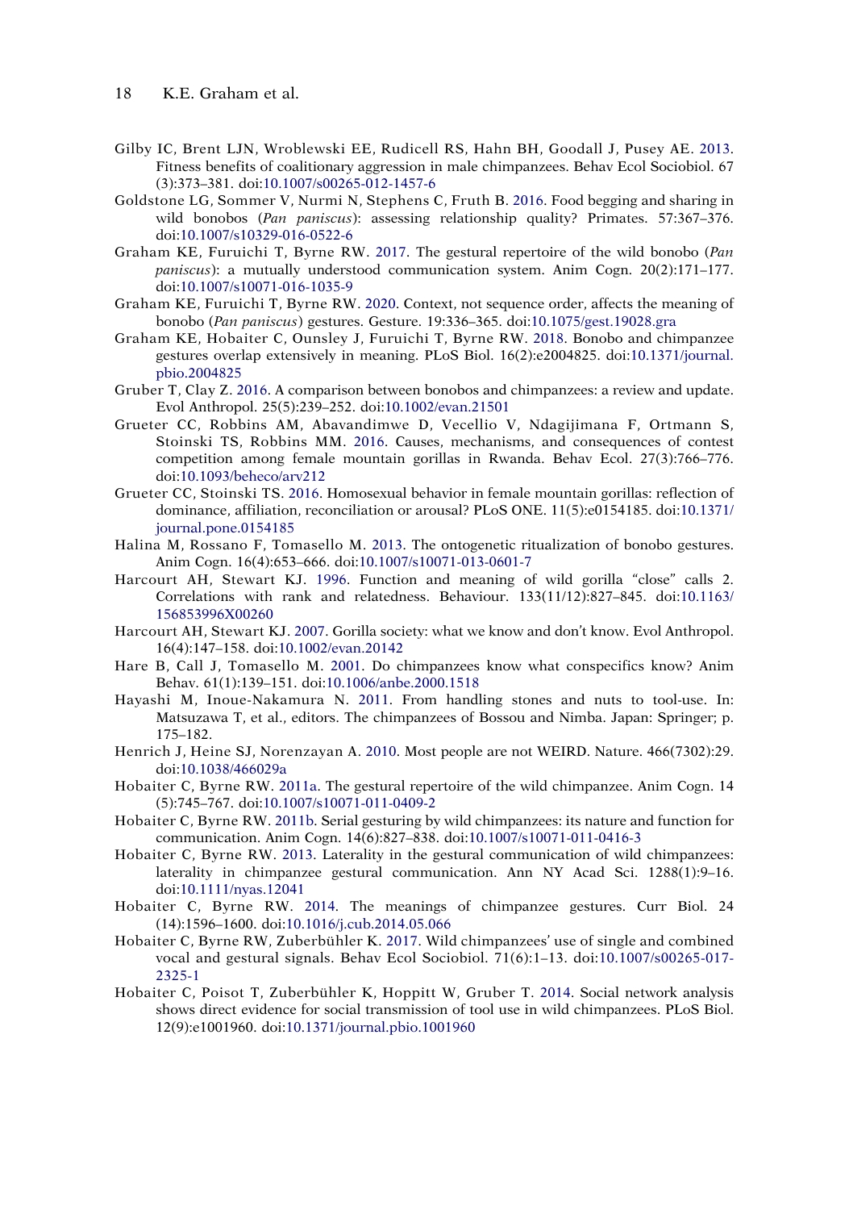Gilby IC, Brent LJN, Wroblewski EE, Rudicell RS, Hahn BH, Goodall J, Pusey AE. 2013. Fitness benefits of coalitionary aggression in male chimpanzees. Behav Ecol Sociobiol. 67 (3):373–381. doi:10.1007/s00265-012-1457-6

Goldstone LG, Sommer V, Nurmi N, Stephens C, Fruth B. 2016. Food begging and sharing in wild bonobos (*Pan paniscus*): assessing relationship quality? Primates. 57:367–376. doi:10.1007/s10329-016-0522-6

Graham KE, Furuichi T, Byrne RW. 2017. The gestural repertoire of the wild bonobo (*Pan paniscus*): a mutually understood communication system. Anim Cogn. 20(2):171–177. doi:10.1007/s10071-016-1035-9

Graham KE, Furuichi T, Byrne RW. 2020. Context, not sequence order, affects the meaning of bonobo (*Pan paniscus*) gestures. Gesture. 19:336–365. doi:10.1075/gest.19028.gra

Graham KE, Hobaiter C, Ounsley J, Furuichi T, Byrne RW. 2018. Bonobo and chimpanzee gestures overlap extensively in meaning. PLoS Biol. 16(2):e2004825. doi:10.1371/journal.pbio.2004825

Gruber T, Clay Z. 2016. A comparison between bonobos and chimpanzees: a review and update. Evol Anthropol. 25(5):239–252. doi:10.1002/evan.21501

Grueter CC, Robbins AM, Abavandimwe D, Vecellio V, Ndagijimana F, Ortmann S, Stoinski TS, Robbins MM. 2016. Causes, mechanisms, and consequences of contest competition among female mountain gorillas in Rwanda. Behav Ecol. 27(3):766–776. doi:10.1093/beheco/arv212

Grueter CC, Stoinski TS. 2016. Homosexual behavior in female mountain gorillas: reflection of dominance, affiliation, reconciliation or arousal? PLoS ONE. 11(5):e0154185. doi:10.1371/journal.pone.0154185

Halina M, Rossano F, Tomasello M. 2013. The ontogenetic ritualization of bonobo gestures. Anim Cogn. 16(4):653–666. doi:10.1007/s10071-013-0601-7

Harcourt AH, Stewart KJ. 1996. Function and meaning of wild gorilla "close" calls 2. Correlations with rank and relatedness. Behaviour. 133(11/12):827–845. doi:10.1163/156853996X00260

Harcourt AH, Stewart KJ. 2007. Gorilla society: what we know and don't know. Evol Anthropol. 16(4):147–158. doi:10.1002/evan.20142

Hare B, Call J, Tomasello M. 2001. Do chimpanzees know what conspecifics know? Anim Behav. 61(1):139–151. doi:10.1006/anbe.2000.1518

Hayashi M, Inoue-Nakamura N. 2011. From handling stones and nuts to tool-use. In: Matsuzawa T, et al., editors. The chimpanzees of Bossou and Nimba. Japan: Springer; p. 175–182.

Henrich J, Heine SJ, Norenzayan A. 2010. Most people are not WEIRD. Nature. 466(7302):29. doi:10.1038/466029a

Hobaiter C, Byrne RW. 2011a. The gestural repertoire of the wild chimpanzee. Anim Cogn. 14 (5):745–767. doi:10.1007/s10071-011-0409-2

Hobaiter C, Byrne RW. 2011b. Serial gesturing by wild chimpanzees: its nature and function for communication. Anim Cogn. 14(6):827–838. doi:10.1007/s10071-011-0416-3

Hobaiter C, Byrne RW. 2013. Laterality in the gestural communication of wild chimpanzees: laterality in chimpanzee gestural communication. Ann NY Acad Sci. 1288(1):9–16. doi:10.1111/nyas.12041

Hobaiter C, Byrne RW. 2014. The meanings of chimpanzee gestures. Curr Biol. 24 (14):1596–1600. doi:10.1016/j.cub.2014.05.066

Hobaiter C, Byrne RW, Zuberbühler K. 2017. Wild chimpanzees' use of single and combined vocal and gestural signals. Behav Ecol Sociobiol. 71(6):1–13. doi:10.1007/s00265-017-2325-1

Hobaiter C, Poisot T, Zuberbühler K, Hoppitt W, Gruber T. 2014. Social network analysis shows direct evidence for social transmission of tool use in wild chimpanzees. PLoS Biol. 12(9):e1001960. doi:10.1371/journal.pbio.1001960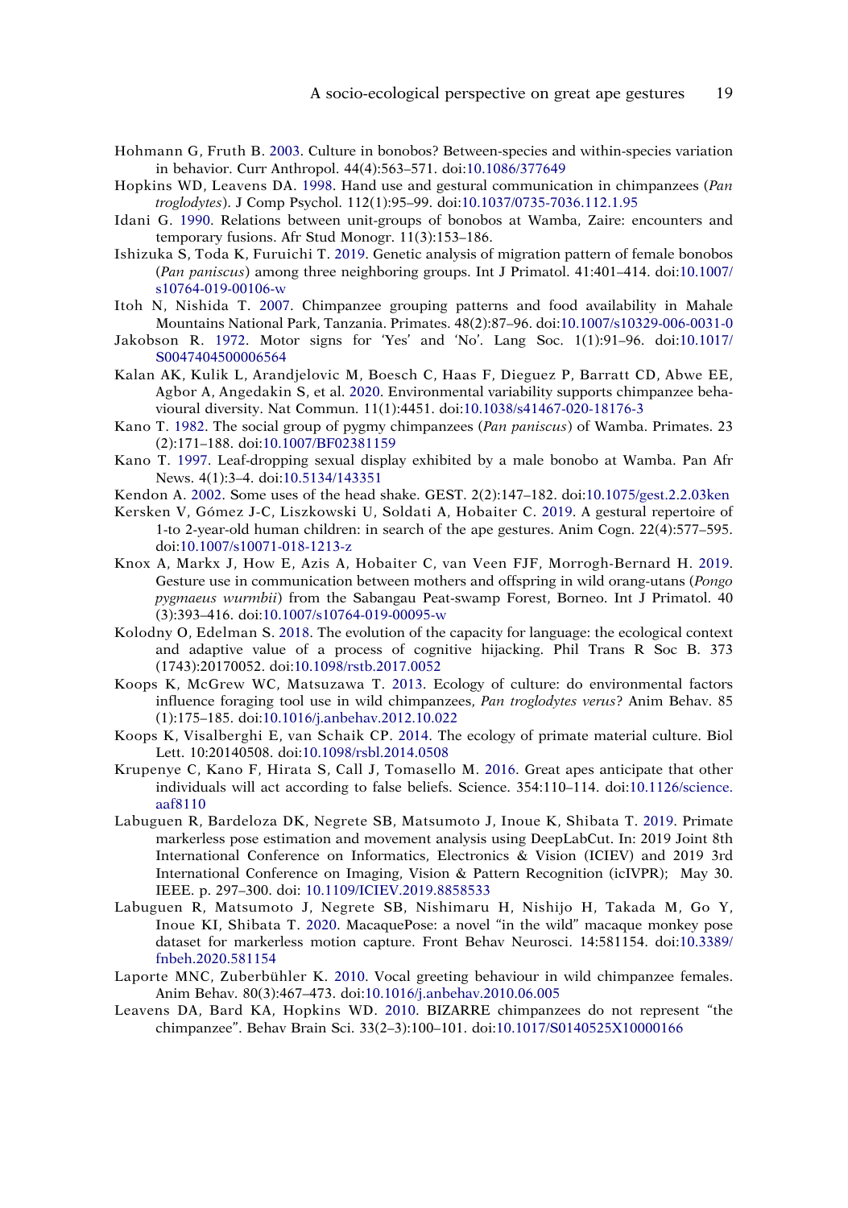Hohmann G, Fruth B. 2003. Culture in bonobos? Between-species and within-species variation in behavior. Curr Anthropol. 44(4):563–571. doi:10.1086/377649

Hopkins WD, Leavens DA. 1998. Hand use and gestural communication in chimpanzees (*Pan troglodytes*). J Comp Psychol. 112(1):95–99. doi:10.1037/0735-7036.112.1.95

Idani G. 1990. Relations between unit-groups of bonobos at Wamba, Zaire: encounters and temporary fusions. Afr Stud Monogr. 11(3):153–186.

Ishizuka S, Toda K, Furuichi T. 2019. Genetic analysis of migration pattern of female bonobos (*Pan paniscus*) among three neighboring groups. Int J Primatol. 41:401–414. doi:10.1007/s10764-019-00106-w

Itoh N, Nishida T. 2007. Chimpanzee grouping patterns and food availability in Mahale Mountains National Park, Tanzania. Primates. 48(2):87–96. doi:10.1007/s10329-006-0031-0

Jakobson R. 1972. Motor signs for 'Yes' and 'No'. Lang Soc. 1(1):91–96. doi:10.1017/S0047404500006564

Kalan AK, Kulik L, Arandjelovic M, Boesch C, Haas F, Dieguez P, Barratt CD, Abwe EE, Agbor A, Angedakin S, et al. 2020. Environmental variability supports chimpanzee behavioural diversity. Nat Commun. 11(1):4451. doi:10.1038/s41467-020-18176-3

Kano T. 1982. The social group of pygmy chimpanzees (*Pan paniscus*) of Wamba. Primates. 23 (2):171–188. doi:10.1007/BF02381159

Kano T. 1997. Leaf-dropping sexual display exhibited by a male bonobo at Wamba. Pan Afr News. 4(1):3–4. doi:10.5134/143351

Kendon A. 2002. Some uses of the head shake. GEST. 2(2):147–182. doi:10.1075/gest.2.2.03ken

Kersken V, Gómez J-C, Liszkowski U, Soldati A, Hobaiter C. 2019. A gestural repertoire of 1-to 2-year-old human children: in search of the ape gestures. Anim Cogn. 22(4):577–595. doi:10.1007/s10071-018-1213-z

Knox A, Markx J, How E, Azis A, Hobaiter C, van Veen FJF, Morrogh-Bernard H. 2019. Gesture use in communication between mothers and offspring in wild orang-utans (*Pongo pygmaeus wurmbii*) from the Sabangau Peat-swamp Forest, Borneo. Int J Primatol. 40 (3):393–416. doi:10.1007/s10764-019-00095-w

Kolodny O, Edelman S. 2018. The evolution of the capacity for language: the ecological context and adaptive value of a process of cognitive hijacking. Phil Trans R Soc B. 373 (1743):20170052. doi:10.1098/rstb.2017.0052

Koops K, McGrew WC, Matsuzawa T. 2013. Ecology of culture: do environmental factors influence foraging tool use in wild chimpanzees, *Pan troglodytes verus*? Anim Behav. 85 (1):175–185. doi:10.1016/j.anbehav.2012.10.022

Koops K, Visalberghi E, van Schaik CP. 2014. The ecology of primate material culture. Biol Lett. 10:20140508. doi:10.1098/rsbl.2014.0508

Krupenye C, Kano F, Hirata S, Call J, Tomasello M. 2016. Great apes anticipate that other individuals will act according to false beliefs. Science. 354:110–114. doi:10.1126/science.aaf8110

Labuguen R, Bardeloza DK, Negrete SB, Matsumoto J, Inoue K, Shibata T. 2019. Primate markerless pose estimation and movement analysis using DeepLabCut. In: 2019 Joint 8th International Conference on Informatics, Electronics & Vision (ICIEV) and 2019 3rd International Conference on Imaging, Vision & Pattern Recognition (icIVPR); May 30. IEEE. p. 297–300. doi: 10.1109/ICIEV.2019.8858533

Labuguen R, Matsumoto J, Negrete SB, Nishimaru H, Nishijo H, Takada M, Go Y, Inoue KI, Shibata T. 2020. MacaquePose: a novel "in the wild" macaque monkey pose dataset for markerless motion capture. Front Behav Neurosci. 14:581154. doi:10.3389/fnbeh.2020.581154

Laporte MNC, Zuberbühler K. 2010. Vocal greeting behaviour in wild chimpanzee females. Anim Behav. 80(3):467–473. doi:10.1016/j.anbehav.2010.06.005

Leavens DA, Bard KA, Hopkins WD. 2010. BIZARRE chimpanzees do not represent "the chimpanzee". Behav Brain Sci. 33(2–3):100–101. doi:10.1017/S0140525X10000166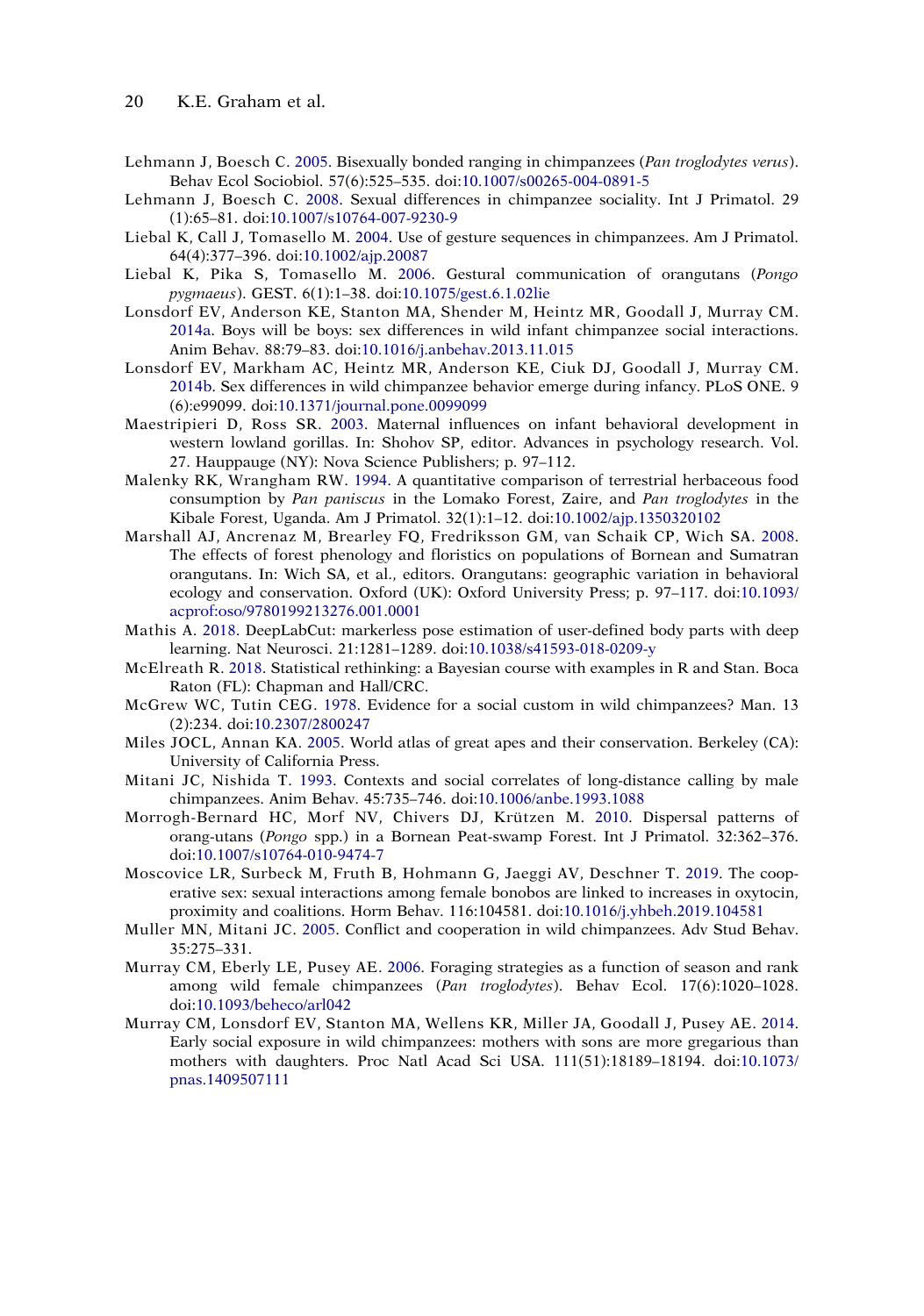Lehmann J, Boesch C. 2005. Bisexually bonded ranging in chimpanzees (*Pan troglodytes verus*). Behav Ecol Sociobiol. 57(6):525–535. doi:10.1007/s00265-004-0891-5

Lehmann J, Boesch C. 2008. Sexual differences in chimpanzee sociality. Int J Primatol. 29 (1):65–81. doi:10.1007/s10764-007-9230-9

Liebal K, Call J, Tomasello M. 2004. Use of gesture sequences in chimpanzees. Am J Primatol. 64(4):377–396. doi:10.1002/ajp.20087

Liebal K, Pika S, Tomasello M. 2006. Gestural communication of orangutans (*Pongo pygmaeus*). GEST. 6(1):1–38. doi:10.1075/gest.6.1.02lie

Lonsdorf EV, Anderson KE, Stanton MA, Shender M, Heintz MR, Goodall J, Murray CM. 2014a. Boys will be boys: sex differences in wild infant chimpanzee social interactions. Anim Behav. 88:79–83. doi:10.1016/j.anbehav.2013.11.015

Lonsdorf EV, Markham AC, Heintz MR, Anderson KE, Ciuk DJ, Goodall J, Murray CM. 2014b. Sex differences in wild chimpanzee behavior emerge during infancy. PLoS ONE. 9 (6):e99099. doi:10.1371/journal.pone.0099099

Maestripieri D, Ross SR. 2003. Maternal influences on infant behavioral development in western lowland gorillas. In: Shohov SP, editor. Advances in psychology research. Vol. 27. Hauppauge (NY): Nova Science Publishers; p. 97–112.

Malenky RK, Wrangham RW. 1994. A quantitative comparison of terrestrial herbaceous food consumption by *Pan paniscus* in the Lomako Forest, Zaire, and *Pan troglodytes* in the Kibale Forest, Uganda. Am J Primatol. 32(1):1–12. doi:10.1002/ajp.1350320102

Marshall AJ, Ancrenaz M, Brearley FQ, Fredriksson GM, van Schaik CP, Wich SA. 2008. The effects of forest phenology and floristics on populations of Bornean and Sumatran orangutans. In: Wich SA, et al., editors. Orangutans: geographic variation in behavioral ecology and conservation. Oxford (UK): Oxford University Press; p. 97–117. doi:10.1093/acprof:oso/9780199213276.001.0001

Mathis A. 2018. DeepLabCut: markerless pose estimation of user-defined body parts with deep learning. Nat Neurosci. 21:1281–1289. doi:10.1038/s41593-018-0209-y

McElreath R. 2018. Statistical rethinking: a Bayesian course with examples in R and Stan. Boca Raton (FL): Chapman and Hall/CRC.

McGrew WC, Tutin CEG. 1978. Evidence for a social custom in wild chimpanzees? Man. 13 (2):234. doi:10.2307/2800247

Miles JOCL, Annan KA. 2005. World atlas of great apes and their conservation. Berkeley (CA): University of California Press.

Mitani JC, Nishida T. 1993. Contexts and social correlates of long-distance calling by male chimpanzees. Anim Behav. 45:735–746. doi:10.1006/anbe.1993.1088

Morrogh-Bernard HC, Morf NV, Chivers DJ, Krützen M. 2010. Dispersal patterns of orang-utans (*Pongo* spp.) in a Bornean Peat-swamp Forest. Int J Primatol. 32:362–376. doi:10.1007/s10764-010-9474-7

Moscovice LR, Surbeck M, Fruth B, Hohmann G, Jaeggi AV, Deschner T. 2019. The cooperative sex: sexual interactions among female bonobos are linked to increases in oxytocin, proximity and coalitions. Horm Behav. 116:104581. doi:10.1016/j.yhbeh.2019.104581

Muller MN, Mitani JC. 2005. Conflict and cooperation in wild chimpanzees. Adv Stud Behav. 35:275–331.

Murray CM, Eberly LE, Pusey AE. 2006. Foraging strategies as a function of season and rank among wild female chimpanzees (*Pan troglodytes*). Behav Ecol. 17(6):1020–1028. doi:10.1093/beheco/arl042

Murray CM, Lonsdorf EV, Stanton MA, Wellens KR, Miller JA, Goodall J, Pusey AE. 2014. Early social exposure in wild chimpanzees: mothers with sons are more gregarious than mothers with daughters. Proc Natl Acad Sci USA. 111(51):18189–18194. doi:10.1073/pnas.1409507111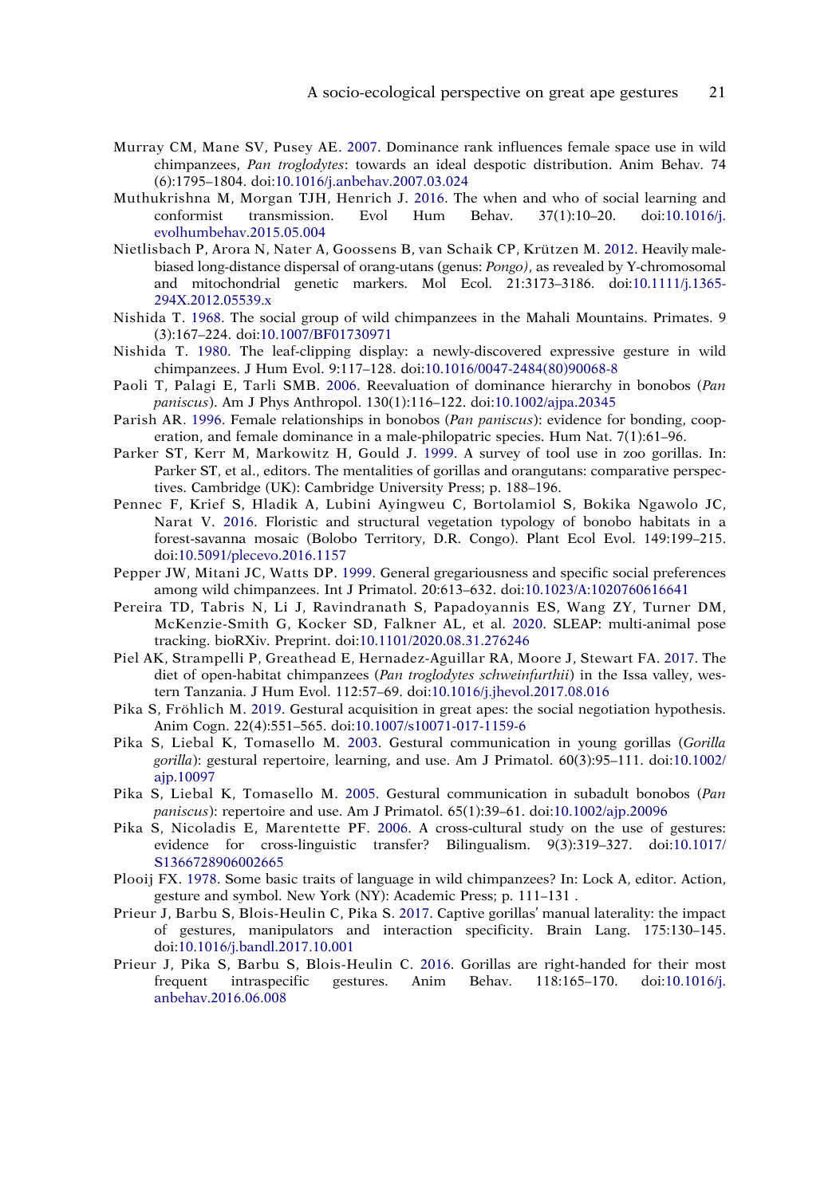Murray CM, Mane SV, Pusey AE. 2007. Dominance rank influences female space use in wild chimpanzees, *Pan troglodytes*: towards an ideal despotic distribution. Anim Behav. 74 (6):1795–1804. doi:10.1016/j.anbehav.2007.03.024

Muthukrishna M, Morgan TJH, Henrich J. 2016. The when and who of social learning and conformist transmission. Evol Hum Behav. 37(1):10–20. doi:10.1016/j.evolhumbehav.2015.05.004

Nietlisbach P, Arora N, Nater A, Goossens B, van Schaik CP, Krützen M. 2012. Heavily male-biased long-distance dispersal of orang-utans (genus: *Pongo*), as revealed by Y-chromosomal and mitochondrial genetic markers. Mol Ecol. 21:3173–3186. doi:10.1111/j.1365-294X.2012.05539.x

Nishida T. 1968. The social group of wild chimpanzees in the Mahali Mountains. Primates. 9 (3):167–224. doi:10.1007/BF01730971

Nishida T. 1980. The leaf-clipping display: a newly-discovered expressive gesture in wild chimpanzees. J Hum Evol. 9:117–128. doi:10.1016/0047-2484(80)90068-8

Paoli T, Palagi E, Tarli SMB. 2006. Reevaluation of dominance hierarchy in bonobos (*Pan paniscus*). Am J Phys Anthropol. 130(1):116–122. doi:10.1002/ajpa.20345

Parish AR. 1996. Female relationships in bonobos (*Pan paniscus*): evidence for bonding, cooperation, and female dominance in a male-philopatric species. Hum Nat. 7(1):61–96.

Parker ST, Kerr M, Markowitz H, Gould J. 1999. A survey of tool use in zoo gorillas. In: Parker ST, et al., editors. The mentalities of gorillas and orangutans: comparative perspectives. Cambridge (UK): Cambridge University Press; p. 188–196.

Pennec F, Krief S, Hladik A, Lubini Ayingweu C, Bortolamiol S, Bokika Ngawolo JC, Narat V. 2016. Floristic and structural vegetation typology of bonobo habitats in a forest-savanna mosaic (Bolobo Territory, D.R. Congo). Plant Ecol Evol. 149:199–215. doi:10.5091/plecevo.2016.1157

Pepper JW, Mitani JC, Watts DP. 1999. General gregariousness and specific social preferences among wild chimpanzees. Int J Primatol. 20:613–632. doi:10.1023/A:1020760616641

Pereira TD, Tabris N, Li J, Ravindranath S, Papadoyannis ES, Wang ZY, Turner DM, McKenzie-Smith G, Kocker SD, Falkner AL, et al. 2020. SLEAP: multi-animal pose tracking. bioRXiv. Preprint. doi:10.1101/2020.08.31.276246

Piel AK, Strampelli P, Greathead E, Hernadez-Aguillar RA, Moore J, Stewart FA. 2017. The diet of open-habitat chimpanzees (*Pan troglodytes schweinfurthii*) in the Issa valley, western Tanzania. J Hum Evol. 112:57–69. doi:10.1016/j.jhevol.2017.08.016

Pika S, Fröhlich M. 2019. Gestural acquisition in great apes: the social negotiation hypothesis. Anim Cogn. 22(4):551–565. doi:10.1007/s10071-017-1159-6

Pika S, Liebal K, Tomasello M. 2003. Gestural communication in young gorillas (*Gorilla gorilla*): gestural repertoire, learning, and use. Am J Primatol. 60(3):95–111. doi:10.1002/ajp.10097

Pika S, Liebal K, Tomasello M. 2005. Gestural communication in subadult bonobos (*Pan paniscus*): repertoire and use. Am J Primatol. 65(1):39–61. doi:10.1002/ajp.20096

Pika S, Nicoladis E, Marentette PF. 2006. A cross-cultural study on the use of gestures: evidence for cross-linguistic transfer? Bilingualism. 9(3):319–327. doi:10.1017/S1366728906002665

Plooij FX. 1978. Some basic traits of language in wild chimpanzees? In: Lock A, editor. Action, gesture and symbol. New York (NY): Academic Press; p. 111–131 .

Prieur J, Barbu S, Blois-Heulin C, Pika S. 2017. Captive gorillas' manual laterality: the impact of gestures, manipulators and interaction specificity. Brain Lang. 175:130–145. doi:10.1016/j.bandl.2017.10.001

Prieur J, Pika S, Barbu S, Blois-Heulin C. 2016. Gorillas are right-handed for their most frequent intraspecific gestures. Anim Behav. 118:165–170. doi:10.1016/j.anbehav.2016.06.008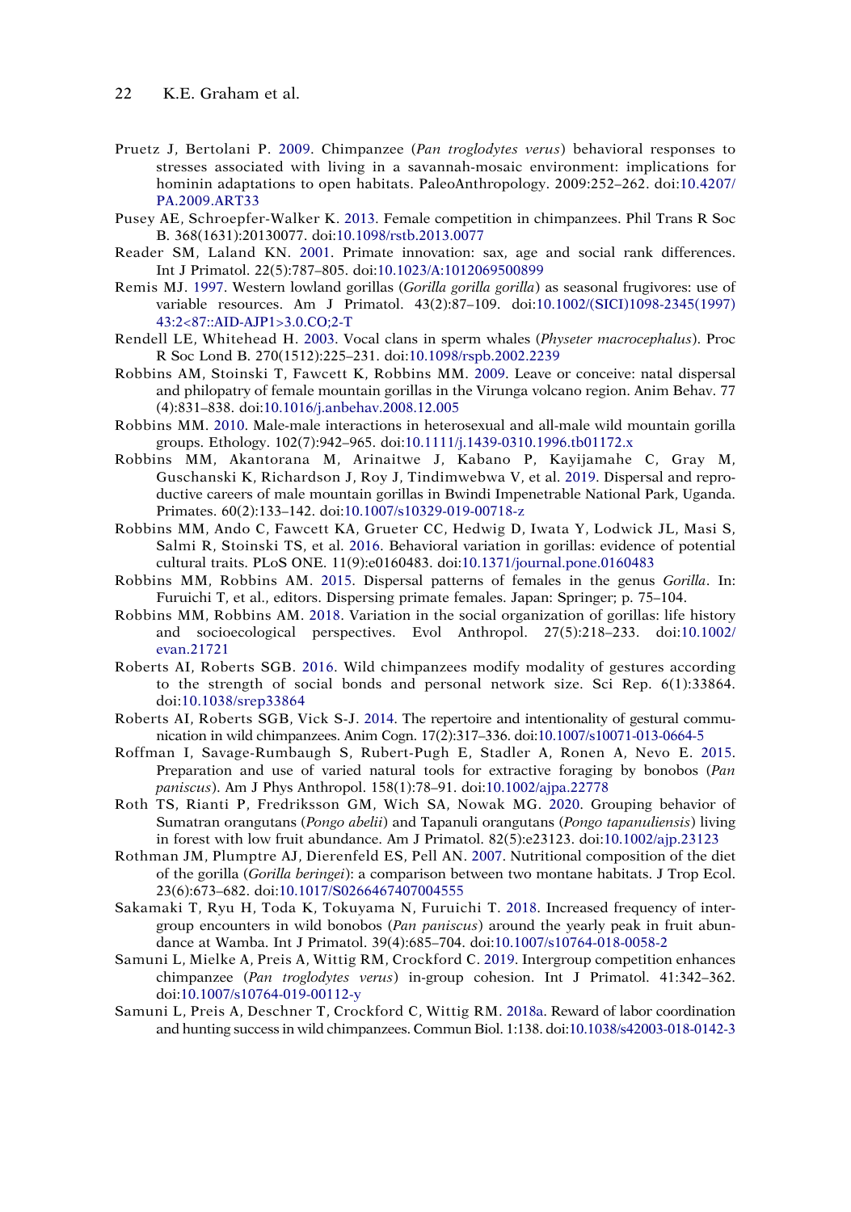Pruetz J, Bertolani P. 2009. Chimpanzee (*Pan troglodytes verus*) behavioral responses to stresses associated with living in a savannah-mosaic environment: implications for hominin adaptations to open habitats. PaleoAnthropology. 2009:252–262. doi:10.4207/PA.2009.ART33

Pusey AE, Schroepfer-Walker K. 2013. Female competition in chimpanzees. Phil Trans R Soc B. 368(1631):20130077. doi:10.1098/rstb.2013.0077

Reader SM, Laland KN. 2001. Primate innovation: sax, age and social rank differences. Int J Primatol. 22(5):787–805. doi:10.1023/A:1012069500899

Remis MJ. 1997. Western lowland gorillas (*Gorilla gorilla gorilla*) as seasonal frugivores: use of variable resources. Am J Primatol. 43(2):87–109. doi:10.1002/(SICI)1098-2345(1997)43:2<87::AID-AJP1>3.0.CO;2-T

Rendell LE, Whitehead H. 2003. Vocal clans in sperm whales (*Physeter macrocephalus*). Proc R Soc Lond B. 270(1512):225–231. doi:10.1098/rspb.2002.2239

Robbins AM, Stoinski T, Fawcett K, Robbins MM. 2009. Leave or conceive: natal dispersal and philopatry of female mountain gorillas in the Virunga volcano region. Anim Behav. 77(4):831–838. doi:10.1016/j.anbehav.2008.12.005

Robbins MM. 2010. Male-male interactions in heterosexual and all-male wild mountain gorilla groups. Ethology. 102(7):942–965. doi:10.1111/j.1439-0310.1996.tb01172.x

Robbins MM, Akantorana M, Arinaitwe J, Kabano P, Kayijamahe C, Gray M, Guschanski K, Richardson J, Roy J, Tindimwebwa V, et al. 2019. Dispersal and reproductive careers of male mountain gorillas in Bwindi Impenetrable National Park, Uganda. Primates. 60(2):133–142. doi:10.1007/s10329-019-00718-z

Robbins MM, Ando C, Fawcett KA, Grueter CC, Hedwig D, Iwata Y, Lodwick JL, Masi S, Salmi R, Stoinski TS, et al. 2016. Behavioral variation in gorillas: evidence of potential cultural traits. PLoS ONE. 11(9):e0160483. doi:10.1371/journal.pone.0160483

Robbins MM, Robbins AM. 2015. Dispersal patterns of females in the genus *Gorilla*. In: Furuichi T, et al., editors. Dispersing primate females. Japan: Springer; p. 75–104.

Robbins MM, Robbins AM. 2018. Variation in the social organization of gorillas: life history and socioecological perspectives. Evol Anthropol. 27(5):218–233. doi:10.1002/evan.21721

Roberts AI, Roberts SGB. 2016. Wild chimpanzees modify modality of gestures according to the strength of social bonds and personal network size. Sci Rep. 6(1):33864. doi:10.1038/srep33864

Roberts AI, Roberts SGB, Vick S-J. 2014. The repertoire and intentionality of gestural communication in wild chimpanzees. Anim Cogn. 17(2):317–336. doi:10.1007/s10071-013-0664-5

Roffman I, Savage-Rumbaugh S, Rubert-Pugh E, Stadler A, Ronen A, Nevo E. 2015. Preparation and use of varied natural tools for extractive foraging by bonobos (*Pan paniscus*). Am J Phys Anthropol. 158(1):78–91. doi:10.1002/ajpa.22778

Roth TS, Rianti P, Fredriksson GM, Wich SA, Nowak MG. 2020. Grouping behavior of Sumatran orangutans (*Pongo abelii*) and Tapanuli orangutans (*Pongo tapanuliensis*) living in forest with low fruit abundance. Am J Primatol. 82(5):e23123. doi:10.1002/ajp.23123

Rothman JM, Plumptre AJ, Dierenfeld ES, Pell AN. 2007. Nutritional composition of the diet of the gorilla (*Gorilla beringei*): a comparison between two montane habitats. J Trop Ecol. 23(6):673–682. doi:10.1017/S0266467407004555

Sakamaki T, Ryu H, Toda K, Tokuyama N, Furuichi T. 2018. Increased frequency of intergroup encounters in wild bonobos (*Pan paniscus*) around the yearly peak in fruit abundance at Wamba. Int J Primatol. 39(4):685–704. doi:10.1007/s10764-018-0058-2

Samuni L, Mielke A, Preis A, Wittig RM, Crockford C. 2019. Intergroup competition enhances chimpanzee (*Pan troglodytes verus*) in-group cohesion. Int J Primatol. 41:342–362. doi:10.1007/s10764-019-00112-y

Samuni L, Preis A, Deschner T, Crockford C, Wittig RM. 2018a. Reward of labor coordination and hunting success in wild chimpanzees. Commun Biol. 1:138. doi:10.1038/s42003-018-0142-3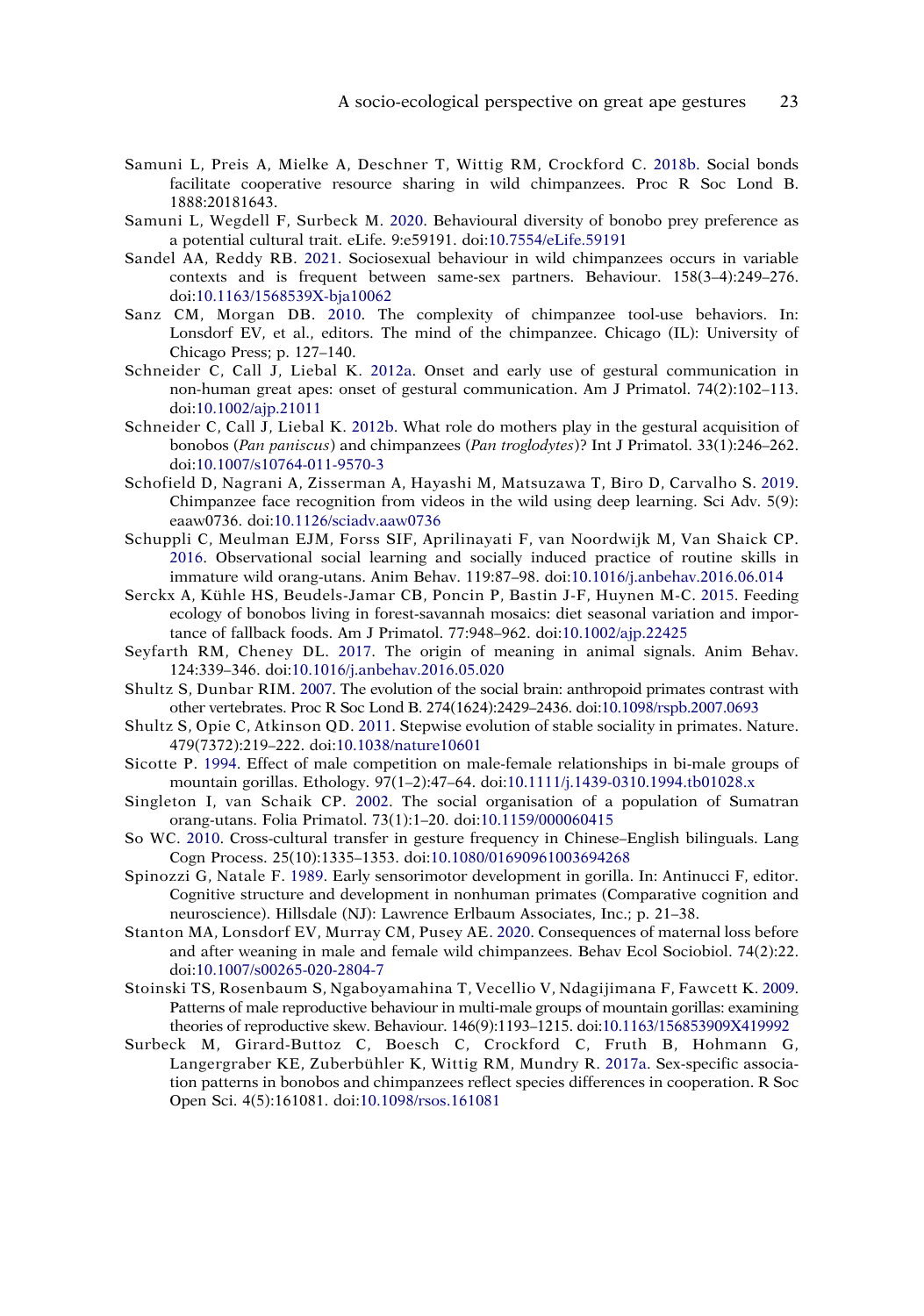Samuni L, Preis A, Mielke A, Deschner T, Wittig RM, Crockford C. 2018b. Social bonds facilitate cooperative resource sharing in wild chimpanzees. Proc R Soc Lond B. 1888:20181643.

Samuni L, Wegdell F, Surbeck M. 2020. Behavioural diversity of bonobo prey preference as a potential cultural trait. eLife. 9:e59191. doi:10.7554/eLife.59191

Sandel AA, Reddy RB. 2021. Sociosexual behaviour in wild chimpanzees occurs in variable contexts and is frequent between same-sex partners. Behaviour. 158(3–4):249–276. doi:10.1163/1568539X-bja10062

Sanz CM, Morgan DB. 2010. The complexity of chimpanzee tool-use behaviors. In: Lonsdorf EV, et al., editors. The mind of the chimpanzee. Chicago (IL): University of Chicago Press; p. 127–140.

Schneider C, Call J, Liebal K. 2012a. Onset and early use of gestural communication in non-human great apes: onset of gestural communication. Am J Primatol. 74(2):102–113. doi:10.1002/ajp.21011

Schneider C, Call J, Liebal K. 2012b. What role do mothers play in the gestural acquisition of bonobos (*Pan paniscus*) and chimpanzees (*Pan troglodytes*)? Int J Primatol. 33(1):246–262. doi:10.1007/s10764-011-9570-3

Schofield D, Nagrani A, Zisserman A, Hayashi M, Matsuzawa T, Biro D, Carvalho S. 2019. Chimpanzee face recognition from videos in the wild using deep learning. Sci Adv. 5(9): eaaw0736. doi:10.1126/sciadv.aaw0736

Schuppli C, Meulman EJM, Forss SIF, Aprilinayati F, van Noordwijk M, Van Shaick CP. 2016. Observational social learning and socially induced practice of routine skills in immature wild orang-utans. Anim Behav. 119:87–98. doi:10.1016/j.anbehav.2016.06.014

Serckx A, Kühle HS, Beudels-Jamar CB, Poncin P, Bastin J-F, Huynen M-C. 2015. Feeding ecology of bonobos living in forest-savannah mosaics: diet seasonal variation and importance of fallback foods. Am J Primatol. 77:948–962. doi:10.1002/ajp.22425

Seyfarth RM, Cheney DL. 2017. The origin of meaning in animal signals. Anim Behav. 124:339–346. doi:10.1016/j.anbehav.2016.05.020

Shultz S, Dunbar RIM. 2007. The evolution of the social brain: anthropoid primates contrast with other vertebrates. Proc R Soc Lond B. 274(1624):2429–2436. doi:10.1098/rspb.2007.0693

Shultz S, Opie C, Atkinson QD. 2011. Stepwise evolution of stable sociality in primates. Nature. 479(7372):219–222. doi:10.1038/nature10601

Sicotte P. 1994. Effect of male competition on male-female relationships in bi-male groups of mountain gorillas. Ethology. 97(1–2):47–64. doi:10.1111/j.1439-0310.1994.tb01028.x

Singleton I, van Schaik CP. 2002. The social organisation of a population of Sumatran orang-utans. Folia Primatol. 73(1):1–20. doi:10.1159/000060415

So WC. 2010. Cross-cultural transfer in gesture frequency in Chinese–English bilinguals. Lang Cogn Process. 25(10):1335–1353. doi:10.1080/01690961003694268

Spinozzi G, Natale F. 1989. Early sensorimotor development in gorilla. In: Antinucci F, editor. Cognitive structure and development in nonhuman primates (Comparative cognition and neuroscience). Hillsdale (NJ): Lawrence Erlbaum Associates, Inc.; p. 21–38.

Stanton MA, Lonsdorf EV, Murray CM, Pusey AE. 2020. Consequences of maternal loss before and after weaning in male and female wild chimpanzees. Behav Ecol Sociobiol. 74(2):22. doi:10.1007/s00265-020-2804-7

Stoinski TS, Rosenbaum S, Ngaboyamahina T, Vecellio V, Ndagijimana F, Fawcett K. 2009. Patterns of male reproductive behaviour in multi-male groups of mountain gorillas: examining theories of reproductive skew. Behaviour. 146(9):1193–1215. doi:10.1163/156853909X419992

Surbeck M, Girard-Buttoz C, Boesch C, Crockford C, Fruth B, Hohmann G, Langergraber KE, Zuberbühler K, Wittig RM, Mundry R. 2017a. Sex-specific association patterns in bonobos and chimpanzees reflect species differences in cooperation. R Soc Open Sci. 4(5):161081. doi:10.1098/rsos.161081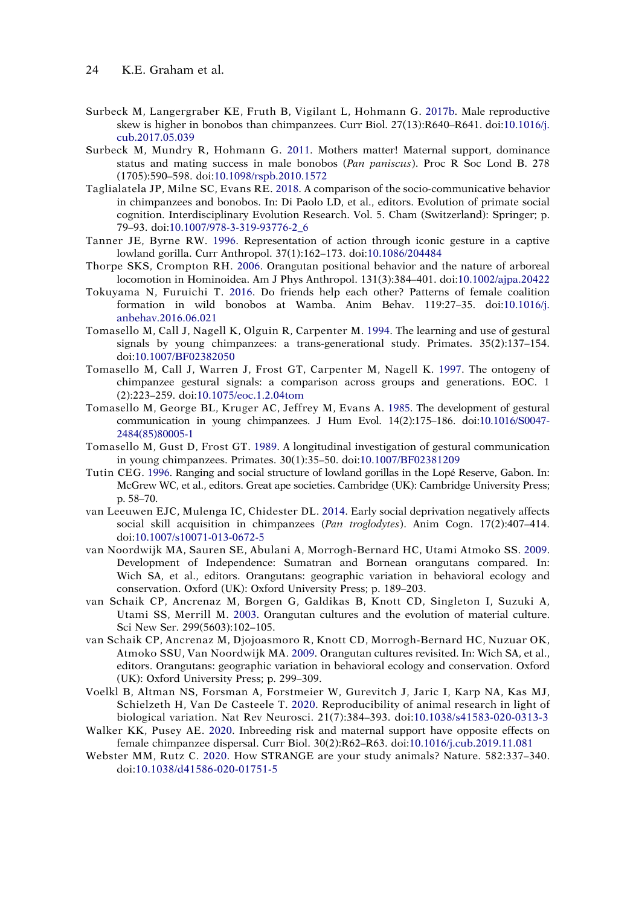Surbeck M, Langergraber KE, Fruth B, Vigilant L, Hohmann G. 2017b. Male reproductive skew is higher in bonobos than chimpanzees. Curr Biol. 27(13):R640–R641. doi:10.1016/j.cub.2017.05.039

Surbeck M, Mundry R, Hohmann G. 2011. Mothers matter! Maternal support, dominance status and mating success in male bonobos (*Pan paniscus*). Proc R Soc Lond B. 278 (1705):590–598. doi:10.1098/rspb.2010.1572

Taglialatela JP, Milne SC, Evans RE. 2018. A comparison of the socio-communicative behavior in chimpanzees and bonobos. In: Di Paolo LD, et al., editors. Evolution of primate social cognition. Interdisciplinary Evolution Research. Vol. 5. Cham (Switzerland): Springer; p. 79–93. doi:10.1007/978-3-319-93776-2_6

Tanner JE, Byrne RW. 1996. Representation of action through iconic gesture in a captive lowland gorilla. Curr Anthropol. 37(1):162–173. doi:10.1086/204484

Thorpe SKS, Crompton RH. 2006. Orangutan positional behavior and the nature of arboreal locomotion in Hominoidea. Am J Phys Anthropol. 131(3):384–401. doi:10.1002/ajpa.20422

Tokuyama N, Furuichi T. 2016. Do friends help each other? Patterns of female coalition formation in wild bonobos at Wamba. Anim Behav. 119:27–35. doi:10.1016/j.anbehav.2016.06.021

Tomasello M, Call J, Nagell K, Olguin R, Carpenter M. 1994. The learning and use of gestural signals by young chimpanzees: a trans-generational study. Primates. 35(2):137–154. doi:10.1007/BF02382050

Tomasello M, Call J, Warren J, Frost GT, Carpenter M, Nagell K. 1997. The ontogeny of chimpanzee gestural signals: a comparison across groups and generations. EOC. 1 (2):223–259. doi:10.1075/eoc.1.2.04tom

Tomasello M, George BL, Kruger AC, Jeffrey M, Evans A. 1985. The development of gestural communication in young chimpanzees. J Hum Evol. 14(2):175–186. doi:10.1016/S0047-2484(85)80005-1

Tomasello M, Gust D, Frost GT. 1989. A longitudinal investigation of gestural communication in young chimpanzees. Primates. 30(1):35–50. doi:10.1007/BF02381209

Tutin CEG. 1996. Ranging and social structure of lowland gorillas in the Lopé Reserve, Gabon. In: McGrew WC, et al., editors. Great ape societies. Cambridge (UK): Cambridge University Press; p. 58–70.

van Leeuwen EJC, Mulenga IC, Chidester DL. 2014. Early social deprivation negatively affects social skill acquisition in chimpanzees (*Pan troglodytes*). Anim Cogn. 17(2):407–414. doi:10.1007/s10071-013-0672-5

van Noordwijk MA, Sauren SE, Abulani A, Morrogh-Bernard HC, Utami Atmoko SS. 2009. Development of Independence: Sumatran and Bornean orangutans compared. In: Wich SA, et al., editors. Orangutans: geographic variation in behavioral ecology and conservation. Oxford (UK): Oxford University Press; p. 189–203.

van Schaik CP, Ancrenaz M, Borgen G, Galdikas B, Knott CD, Singleton I, Suzuki A, Utami SS, Merrill M. 2003. Orangutan cultures and the evolution of material culture. Sci New Ser. 299(5603):102–105.

van Schaik CP, Ancrenaz M, Djojoasmoro R, Knott CD, Morrogh-Bernard HC, Nuzuar OK, Atmoko SSU, Van Noordwijk MA. 2009. Orangutan cultures revisited. In: Wich SA, et al., editors. Orangutans: geographic variation in behavioral ecology and conservation. Oxford (UK): Oxford University Press; p. 299–309.

Voelkl B, Altman NS, Forsman A, Forstmeier W, Gurevitch J, Jaric I, Karp NA, Kas MJ, Schielzeth H, Van De Casteele T. 2020. Reproducibility of animal research in light of biological variation. Nat Rev Neurosci. 21(7):384–393. doi:10.1038/s41583-020-0313-3

Walker KK, Pusey AE. 2020. Inbreeding risk and maternal support have opposite effects on female chimpanzee dispersal. Curr Biol. 30(2):R62–R63. doi:10.1016/j.cub.2019.11.081

Webster MM, Rutz C. 2020. How STRANGE are your study animals? Nature. 582:337–340. doi:10.1038/d41586-020-01751-5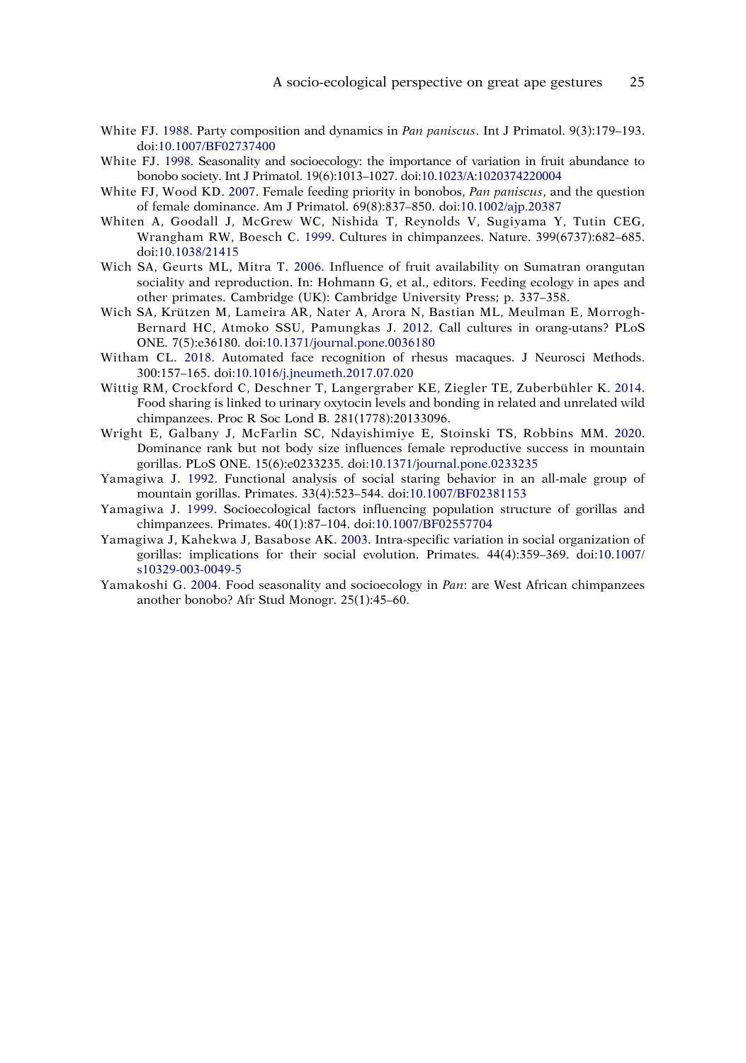White FJ. 1988. Party composition and dynamics in *Pan paniscus*. Int J Primatol. 9(3):179–193. doi:10.1007/BF02737400

White FJ. 1998. Seasonality and socioecology: the importance of variation in fruit abundance to bonobo society. Int J Primatol. 19(6):1013–1027. doi:10.1023/A:1020374220004

White FJ, Wood KD. 2007. Female feeding priority in bonobos, *Pan paniscus*, and the question of female dominance. Am J Primatol. 69(8):837–850. doi:10.1002/ajp.20387

Whiten A, Goodall J, McGrew WC, Nishida T, Reynolds V, Sugiyama Y, Tutin CEG, Wrangham RW, Boesch C. 1999. Cultures in chimpanzees. Nature. 399(6737):682–685. doi:10.1038/21415

Wich SA, Geurts ML, Mitra T. 2006. Influence of fruit availability on Sumatran orangutan sociality and reproduction. In: Hohmann G, et al., editors. Feeding ecology in apes and other primates. Cambridge (UK): Cambridge University Press; p. 337–358.

Wich SA, Krützen M, Lameira AR, Nater A, Arora N, Bastian ML, Meulman E, Morrogh-Bernard HC, Atmoko SSU, Pamungkas J. 2012. Call cultures in orang-utans? PLoS ONE. 7(5):e36180. doi:10.1371/journal.pone.0036180

Witham CL. 2018. Automated face recognition of rhesus macaques. J Neurosci Methods. 300:157–165. doi:10.1016/j.jneumeth.2017.07.020

Wittig RM, Crockford C, Deschner T, Langergraber KE, Ziegler TE, Zuberbühler K. 2014. Food sharing is linked to urinary oxytocin levels and bonding in related and unrelated wild chimpanzees. Proc R Soc Lond B. 281(1778):20133096.

Wright E, Galbany J, McFarlin SC, Ndayishimiye E, Stoinski TS, Robbins MM. 2020. Dominance rank but not body size influences female reproductive success in mountain gorillas. PLoS ONE. 15(6):e0233235. doi:10.1371/journal.pone.0233235

Yamagiwa J. 1992. Functional analysis of social staring behavior in an all-male group of mountain gorillas. Primates. 33(4):523–544. doi:10.1007/BF02381153

Yamagiwa J. 1999. Socioecological factors influencing population structure of gorillas and chimpanzees. Primates. 40(1):87–104. doi:10.1007/BF02557704

Yamagiwa J, Kahekwa J, Basabose AK. 2003. Intra-specific variation in social organization of gorillas: implications for their social evolution. Primates. 44(4):359–369. doi:10.1007/s10329-003-0049-5

Yamakoshi G. 2004. Food seasonality and socioecology in *Pan*: are West African chimpanzees another bonobo? Afr Stud Monogr. 25(1):45–60.